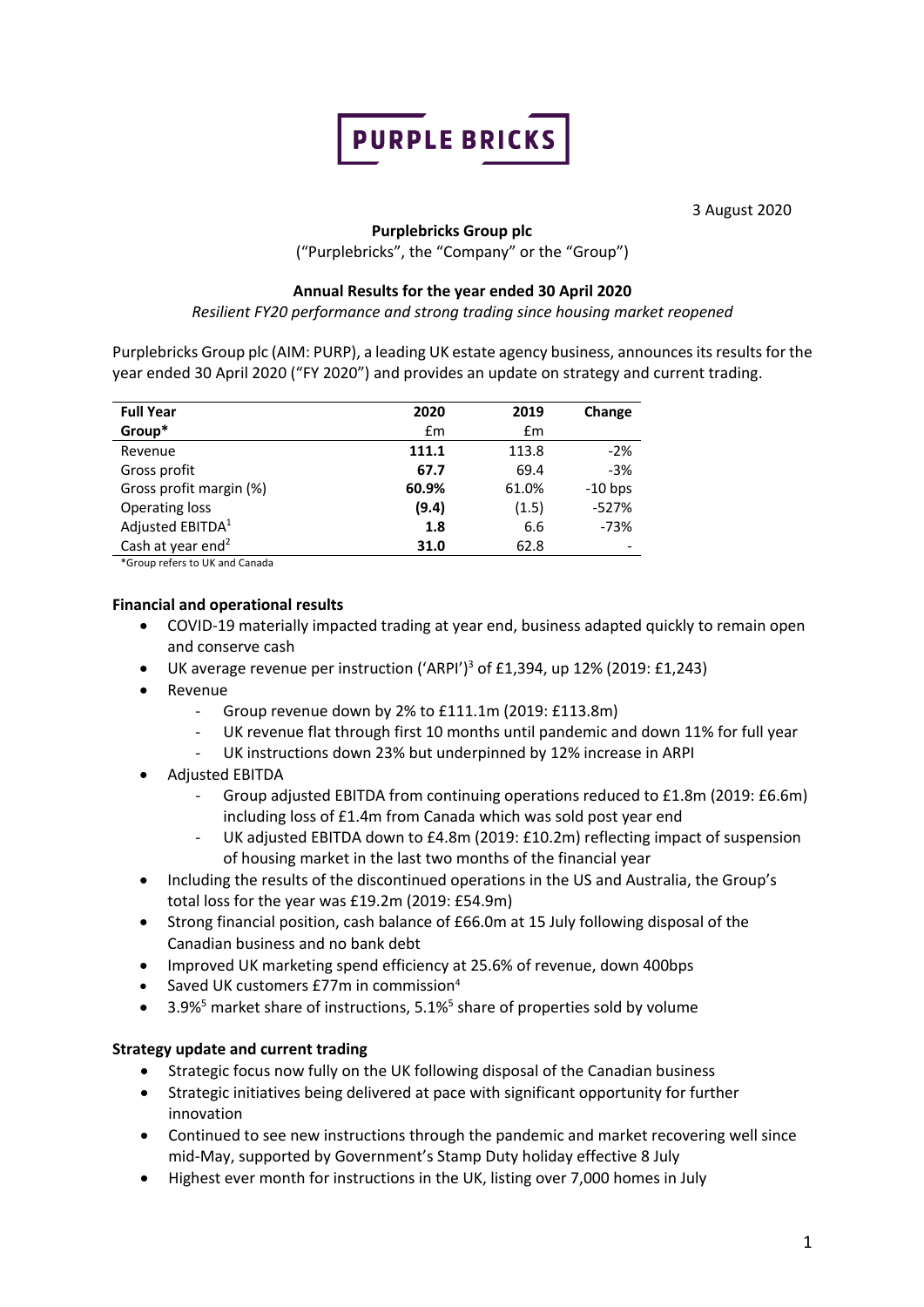PURPLE BRICKS

3 August 2020

**Purplebricks Group plc**

("Purplebricks", the "Company" or the "Group")

**Annual Results for the year ended 30 April 2020**

*Resilient FY20 performance and strong trading since housing market reopened*

Purplebricks Group plc (AIM: PURP), a leading UK estate agency business, announces its results for the year ended 30 April 2020 ("FY 2020") and provides an update on strategy and current trading.

| **Full Year Group*** | **2020** £m | **2019** £m | **Change** |
|---|---|---|---|
| Revenue | **111.1** | 113.8 | -2% |
| Gross profit | **67.7** | 69.4 | -3% |
| Gross profit margin (%) | **60.9%** | 61.0% | -10 bps |
| Operating loss | **(9.4)** | (1.5) | -527% |
| Adjusted EBITDA[1] | **1.8** | 6.6 | -73% |
| Cash at year end[2] | **31.0** | 62.8 | - |

*Group refers to UK and Canada

**Financial and operational results**

- COVID-19 materially impacted trading at year end, business adapted quickly to remain open and conserve cash
- UK average revenue per instruction ('ARPI')[3] of £1,394, up 12% (2019: £1,243)
- Revenue
  - Group revenue down by 2% to £111.1m (2019: £113.8m)
  - UK revenue flat through first 10 months until pandemic and down 11% for full year
  - UK instructions down 23% but underpinned by 12% increase in ARPI
- Adjusted EBITDA
  - Group adjusted EBITDA from continuing operations reduced to £1.8m (2019: £6.6m) including loss of £1.4m from Canada which was sold post year end
  - UK adjusted EBITDA down to £4.8m (2019: £10.2m) reflecting impact of suspension of housing market in the last two months of the financial year
- Including the results of the discontinued operations in the US and Australia, the Group's total loss for the year was £19.2m (2019: £54.9m)
- Strong financial position, cash balance of £66.0m at 15 July following disposal of the Canadian business and no bank debt
- Improved UK marketing spend efficiency at 25.6% of revenue, down 400bps
- Saved UK customers £77m in commission[4]
- 3.9%[5] market share of instructions, 5.1%[5] share of properties sold by volume

**Strategy update and current trading**

- Strategic focus now fully on the UK following disposal of the Canadian business
- Strategic initiatives being delivered at pace with significant opportunity for further innovation
- Continued to see new instructions through the pandemic and market recovering well since mid-May, supported by Government's Stamp Duty holiday effective 8 July
- Highest ever month for instructions in the UK, listing over 7,000 homes in July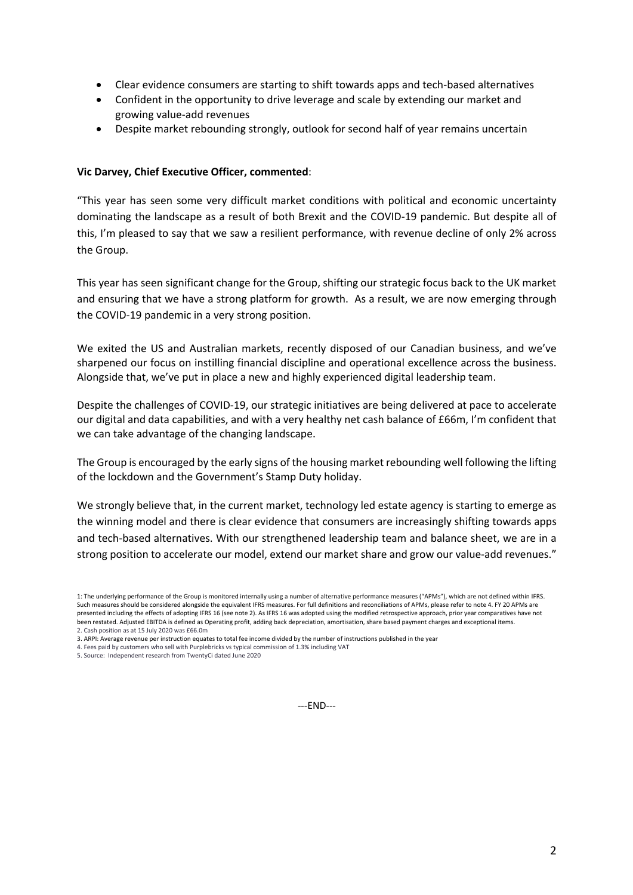- Clear evidence consumers are starting to shift towards apps and tech-based alternatives
- Confident in the opportunity to drive leverage and scale by extending our market and growing value-add revenues
- Despite market rebounding strongly, outlook for second half of year remains uncertain

**Vic Darvey, Chief Executive Officer, commented**:

"This year has seen some very difficult market conditions with political and economic uncertainty dominating the landscape as a result of both Brexit and the COVID-19 pandemic. But despite all of this, I'm pleased to say that we saw a resilient performance, with revenue decline of only 2% across the Group.

This year has seen significant change for the Group, shifting our strategic focus back to the UK market and ensuring that we have a strong platform for growth. As a result, we are now emerging through the COVID-19 pandemic in a very strong position.

We exited the US and Australian markets, recently disposed of our Canadian business, and we've sharpened our focus on instilling financial discipline and operational excellence across the business. Alongside that, we've put in place a new and highly experienced digital leadership team.

Despite the challenges of COVID-19, our strategic initiatives are being delivered at pace to accelerate our digital and data capabilities, and with a very healthy net cash balance of £66m, I'm confident that we can take advantage of the changing landscape.

The Group is encouraged by the early signs of the housing market rebounding well following the lifting of the lockdown and the Government's Stamp Duty holiday.

We strongly believe that, in the current market, technology led estate agency is starting to emerge as the winning model and there is clear evidence that consumers are increasingly shifting towards apps and tech-based alternatives. With our strengthened leadership team and balance sheet, we are in a strong position to accelerate our model, extend our market share and grow our value-add revenues."

1: The underlying performance of the Group is monitored internally using a number of alternative performance measures ("APMs"), which are not defined within IFRS. Such measures should be considered alongside the equivalent IFRS measures. For full definitions and reconciliations of APMs, please refer to note 4. FY 20 APMs are presented including the effects of adopting IFRS 16 (see note 2). As IFRS 16 was adopted using the modified retrospective approach, prior year comparatives have not been restated. Adjusted EBITDA is defined as Operating profit, adding back depreciation, amortisation, share based payment charges and exceptional items.
2. Cash position as at 15 July 2020 was £66.0m
3. ARPI: Average revenue per instruction equates to total fee income divided by the number of instructions published in the year
4. Fees paid by customers who sell with Purplebricks vs typical commission of 1.3% including VAT
5. Source: Independent research from TwentyCi dated June 2020

---END---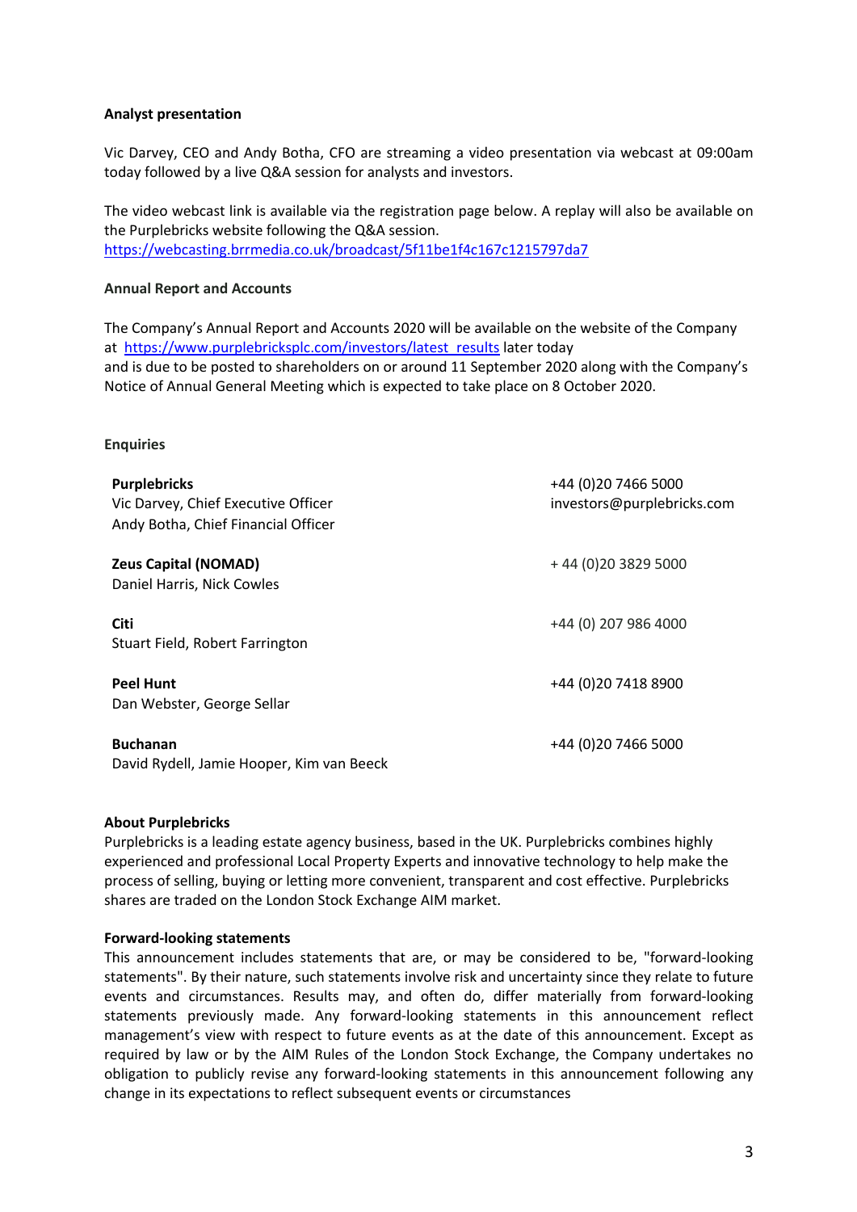**Analyst presentation**

Vic Darvey, CEO and Andy Botha, CFO are streaming a video presentation via webcast at 09:00am today followed by a live Q&A session for analysts and investors.

The video webcast link is available via the registration page below. A replay will also be available on the Purplebricks website following the Q&A session.
https://webcasting.brrmedia.co.uk/broadcast/5f11be1f4c167c1215797da7

**Annual Report and Accounts**

The Company's Annual Report and Accounts 2020 will be available on the website of the Company at https://www.purplebricksplc.com/investors/latest_results later today and is due to be posted to shareholders on or around 11 September 2020 along with the Company's Notice of Annual General Meeting which is expected to take place on 8 October 2020.

**Enquiries**

| | |
|---|---|
| **Purplebricks**<br>Vic Darvey, Chief Executive Officer<br>Andy Botha, Chief Financial Officer | +44 (0)20 7466 5000<br>investors@purplebricks.com |
| **Zeus Capital (NOMAD)**<br>Daniel Harris, Nick Cowles | + 44 (0)20 3829 5000 |
| **Citi**<br>Stuart Field, Robert Farrington | +44 (0) 207 986 4000 |
| **Peel Hunt**<br>Dan Webster, George Sellar | +44 (0)20 7418 8900 |
| **Buchanan**<br>David Rydell, Jamie Hooper, Kim van Beeck | +44 (0)20 7466 5000 |

**About Purplebricks**

Purplebricks is a leading estate agency business, based in the UK. Purplebricks combines highly experienced and professional Local Property Experts and innovative technology to help make the process of selling, buying or letting more convenient, transparent and cost effective. Purplebricks shares are traded on the London Stock Exchange AIM market.

**Forward-looking statements**

This announcement includes statements that are, or may be considered to be, "forward-looking statements". By their nature, such statements involve risk and uncertainty since they relate to future events and circumstances. Results may, and often do, differ materially from forward-looking statements previously made. Any forward-looking statements in this announcement reflect management's view with respect to future events as at the date of this announcement. Except as required by law or by the AIM Rules of the London Stock Exchange, the Company undertakes no obligation to publicly revise any forward-looking statements in this announcement following any change in its expectations to reflect subsequent events or circumstances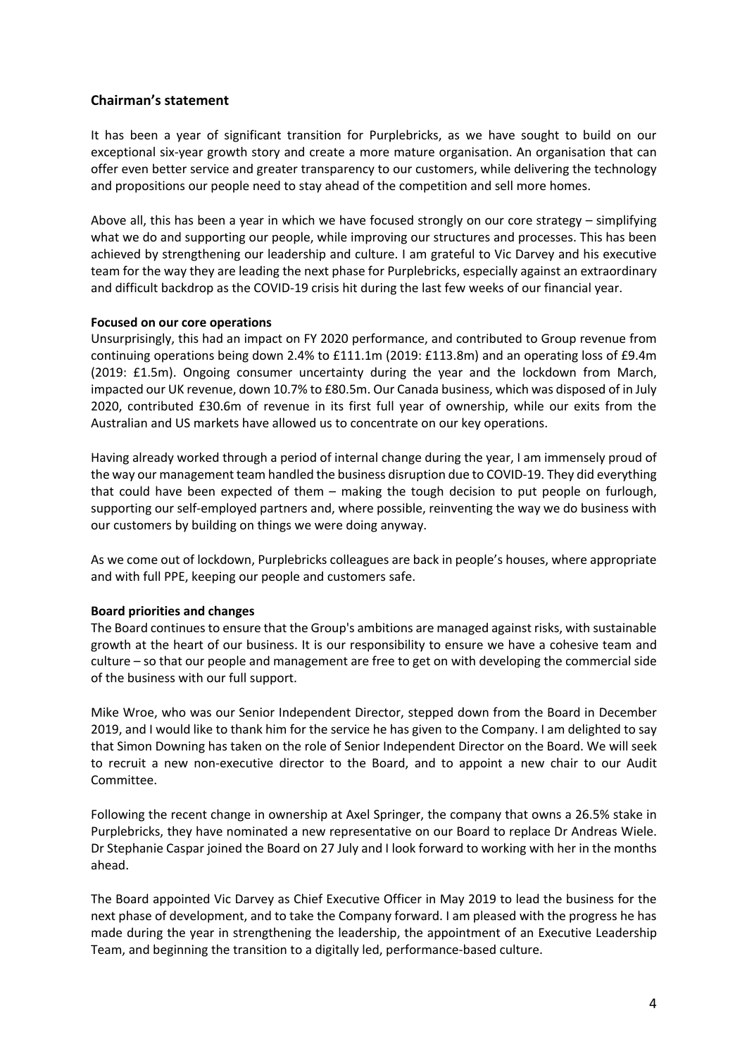## Chairman's statement

It has been a year of significant transition for Purplebricks, as we have sought to build on our exceptional six-year growth story and create a more mature organisation. An organisation that can offer even better service and greater transparency to our customers, while delivering the technology and propositions our people need to stay ahead of the competition and sell more homes.

Above all, this has been a year in which we have focused strongly on our core strategy – simplifying what we do and supporting our people, while improving our structures and processes. This has been achieved by strengthening our leadership and culture. I am grateful to Vic Darvey and his executive team for the way they are leading the next phase for Purplebricks, especially against an extraordinary and difficult backdrop as the COVID-19 crisis hit during the last few weeks of our financial year.

**Focused on our core operations**

Unsurprisingly, this had an impact on FY 2020 performance, and contributed to Group revenue from continuing operations being down 2.4% to £111.1m (2019: £113.8m) and an operating loss of £9.4m (2019: £1.5m). Ongoing consumer uncertainty during the year and the lockdown from March, impacted our UK revenue, down 10.7% to £80.5m. Our Canada business, which was disposed of in July 2020, contributed £30.6m of revenue in its first full year of ownership, while our exits from the Australian and US markets have allowed us to concentrate on our key operations.

Having already worked through a period of internal change during the year, I am immensely proud of the way our management team handled the business disruption due to COVID-19. They did everything that could have been expected of them – making the tough decision to put people on furlough, supporting our self-employed partners and, where possible, reinventing the way we do business with our customers by building on things we were doing anyway.

As we come out of lockdown, Purplebricks colleagues are back in people's houses, where appropriate and with full PPE, keeping our people and customers safe.

**Board priorities and changes**

The Board continues to ensure that the Group's ambitions are managed against risks, with sustainable growth at the heart of our business. It is our responsibility to ensure we have a cohesive team and culture – so that our people and management are free to get on with developing the commercial side of the business with our full support.

Mike Wroe, who was our Senior Independent Director, stepped down from the Board in December 2019, and I would like to thank him for the service he has given to the Company. I am delighted to say that Simon Downing has taken on the role of Senior Independent Director on the Board. We will seek to recruit a new non-executive director to the Board, and to appoint a new chair to our Audit Committee.

Following the recent change in ownership at Axel Springer, the company that owns a 26.5% stake in Purplebricks, they have nominated a new representative on our Board to replace Dr Andreas Wiele. Dr Stephanie Caspar joined the Board on 27 July and I look forward to working with her in the months ahead.

The Board appointed Vic Darvey as Chief Executive Officer in May 2019 to lead the business for the next phase of development, and to take the Company forward. I am pleased with the progress he has made during the year in strengthening the leadership, the appointment of an Executive Leadership Team, and beginning the transition to a digitally led, performance-based culture.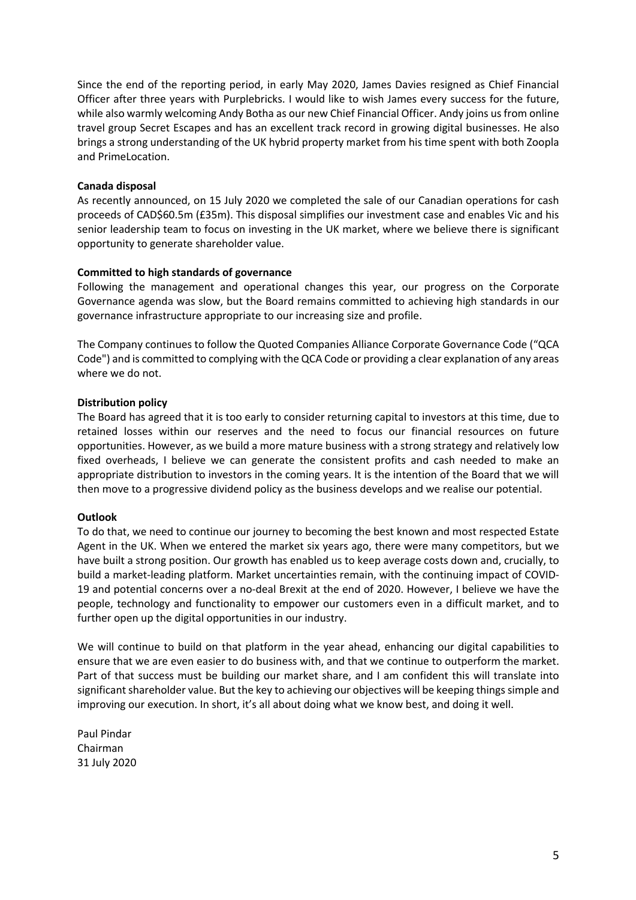Since the end of the reporting period, in early May 2020, James Davies resigned as Chief Financial Officer after three years with Purplebricks. I would like to wish James every success for the future, while also warmly welcoming Andy Botha as our new Chief Financial Officer. Andy joins us from online travel group Secret Escapes and has an excellent track record in growing digital businesses. He also brings a strong understanding of the UK hybrid property market from his time spent with both Zoopla and PrimeLocation.

**Canada disposal**

As recently announced, on 15 July 2020 we completed the sale of our Canadian operations for cash proceeds of CAD$60.5m (£35m). This disposal simplifies our investment case and enables Vic and his senior leadership team to focus on investing in the UK market, where we believe there is significant opportunity to generate shareholder value.

**Committed to high standards of governance**

Following the management and operational changes this year, our progress on the Corporate Governance agenda was slow, but the Board remains committed to achieving high standards in our governance infrastructure appropriate to our increasing size and profile.

The Company continues to follow the Quoted Companies Alliance Corporate Governance Code ("QCA Code") and is committed to complying with the QCA Code or providing a clear explanation of any areas where we do not.

**Distribution policy**

The Board has agreed that it is too early to consider returning capital to investors at this time, due to retained losses within our reserves and the need to focus our financial resources on future opportunities. However, as we build a more mature business with a strong strategy and relatively low fixed overheads, I believe we can generate the consistent profits and cash needed to make an appropriate distribution to investors in the coming years. It is the intention of the Board that we will then move to a progressive dividend policy as the business develops and we realise our potential.

**Outlook**

To do that, we need to continue our journey to becoming the best known and most respected Estate Agent in the UK. When we entered the market six years ago, there were many competitors, but we have built a strong position. Our growth has enabled us to keep average costs down and, crucially, to build a market-leading platform. Market uncertainties remain, with the continuing impact of COVID-19 and potential concerns over a no-deal Brexit at the end of 2020. However, I believe we have the people, technology and functionality to empower our customers even in a difficult market, and to further open up the digital opportunities in our industry.

We will continue to build on that platform in the year ahead, enhancing our digital capabilities to ensure that we are even easier to do business with, and that we continue to outperform the market. Part of that success must be building our market share, and I am confident this will translate into significant shareholder value. But the key to achieving our objectives will be keeping things simple and improving our execution. In short, it's all about doing what we know best, and doing it well.

Paul Pindar
Chairman
31 July 2020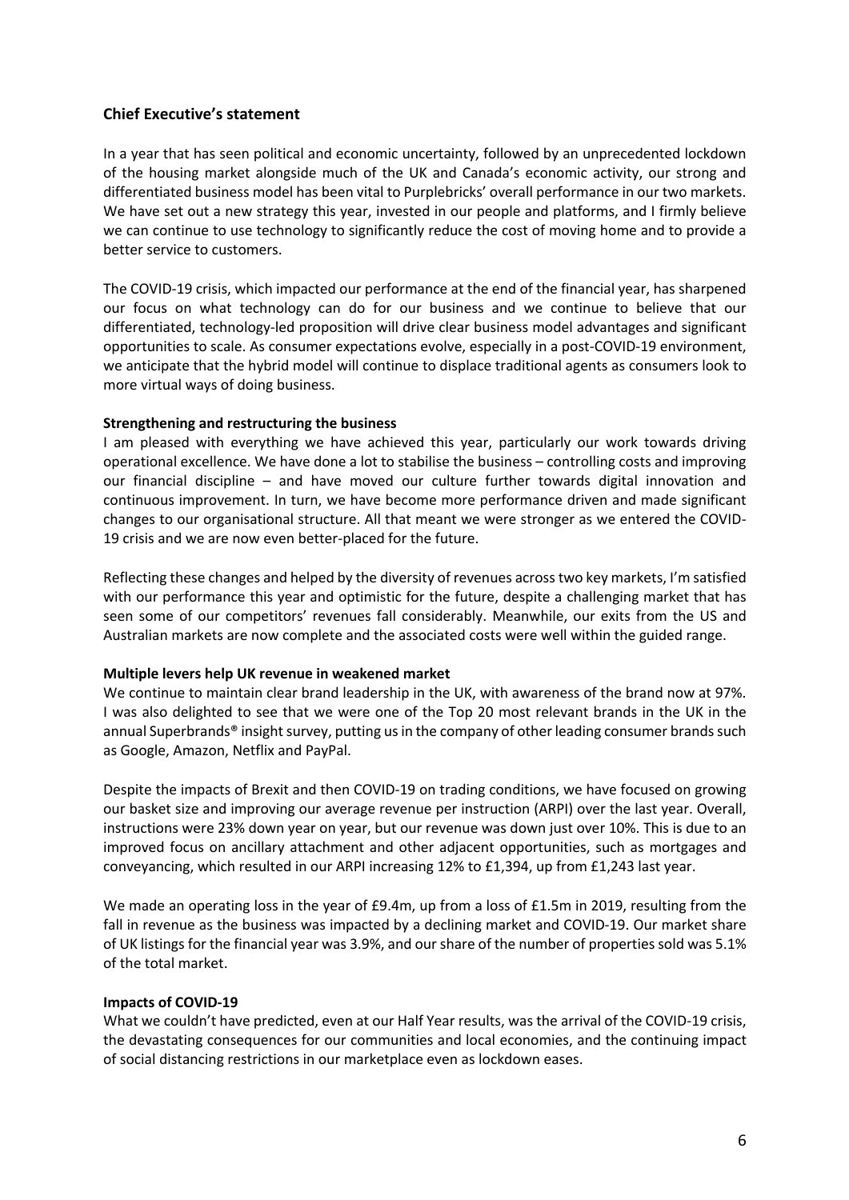## Chief Executive's statement

In a year that has seen political and economic uncertainty, followed by an unprecedented lockdown of the housing market alongside much of the UK and Canada's economic activity, our strong and differentiated business model has been vital to Purplebricks' overall performance in our two markets. We have set out a new strategy this year, invested in our people and platforms, and I firmly believe we can continue to use technology to significantly reduce the cost of moving home and to provide a better service to customers.

The COVID-19 crisis, which impacted our performance at the end of the financial year, has sharpened our focus on what technology can do for our business and we continue to believe that our differentiated, technology-led proposition will drive clear business model advantages and significant opportunities to scale. As consumer expectations evolve, especially in a post-COVID-19 environment, we anticipate that the hybrid model will continue to displace traditional agents as consumers look to more virtual ways of doing business.

**Strengthening and restructuring the business**

I am pleased with everything we have achieved this year, particularly our work towards driving operational excellence. We have done a lot to stabilise the business – controlling costs and improving our financial discipline – and have moved our culture further towards digital innovation and continuous improvement. In turn, we have become more performance driven and made significant changes to our organisational structure. All that meant we were stronger as we entered the COVID-19 crisis and we are now even better-placed for the future.

Reflecting these changes and helped by the diversity of revenues across two key markets, I'm satisfied with our performance this year and optimistic for the future, despite a challenging market that has seen some of our competitors' revenues fall considerably. Meanwhile, our exits from the US and Australian markets are now complete and the associated costs were well within the guided range.

**Multiple levers help UK revenue in weakened market**

We continue to maintain clear brand leadership in the UK, with awareness of the brand now at 97%. I was also delighted to see that we were one of the Top 20 most relevant brands in the UK in the annual Superbrands® insight survey, putting us in the company of other leading consumer brands such as Google, Amazon, Netflix and PayPal.

Despite the impacts of Brexit and then COVID-19 on trading conditions, we have focused on growing our basket size and improving our average revenue per instruction (ARPI) over the last year. Overall, instructions were 23% down year on year, but our revenue was down just over 10%. This is due to an improved focus on ancillary attachment and other adjacent opportunities, such as mortgages and conveyancing, which resulted in our ARPI increasing 12% to £1,394, up from £1,243 last year.

We made an operating loss in the year of £9.4m, up from a loss of £1.5m in 2019, resulting from the fall in revenue as the business was impacted by a declining market and COVID-19. Our market share of UK listings for the financial year was 3.9%, and our share of the number of properties sold was 5.1% of the total market.

**Impacts of COVID-19**

What we couldn't have predicted, even at our Half Year results, was the arrival of the COVID-19 crisis, the devastating consequences for our communities and local economies, and the continuing impact of social distancing restrictions in our marketplace even as lockdown eases.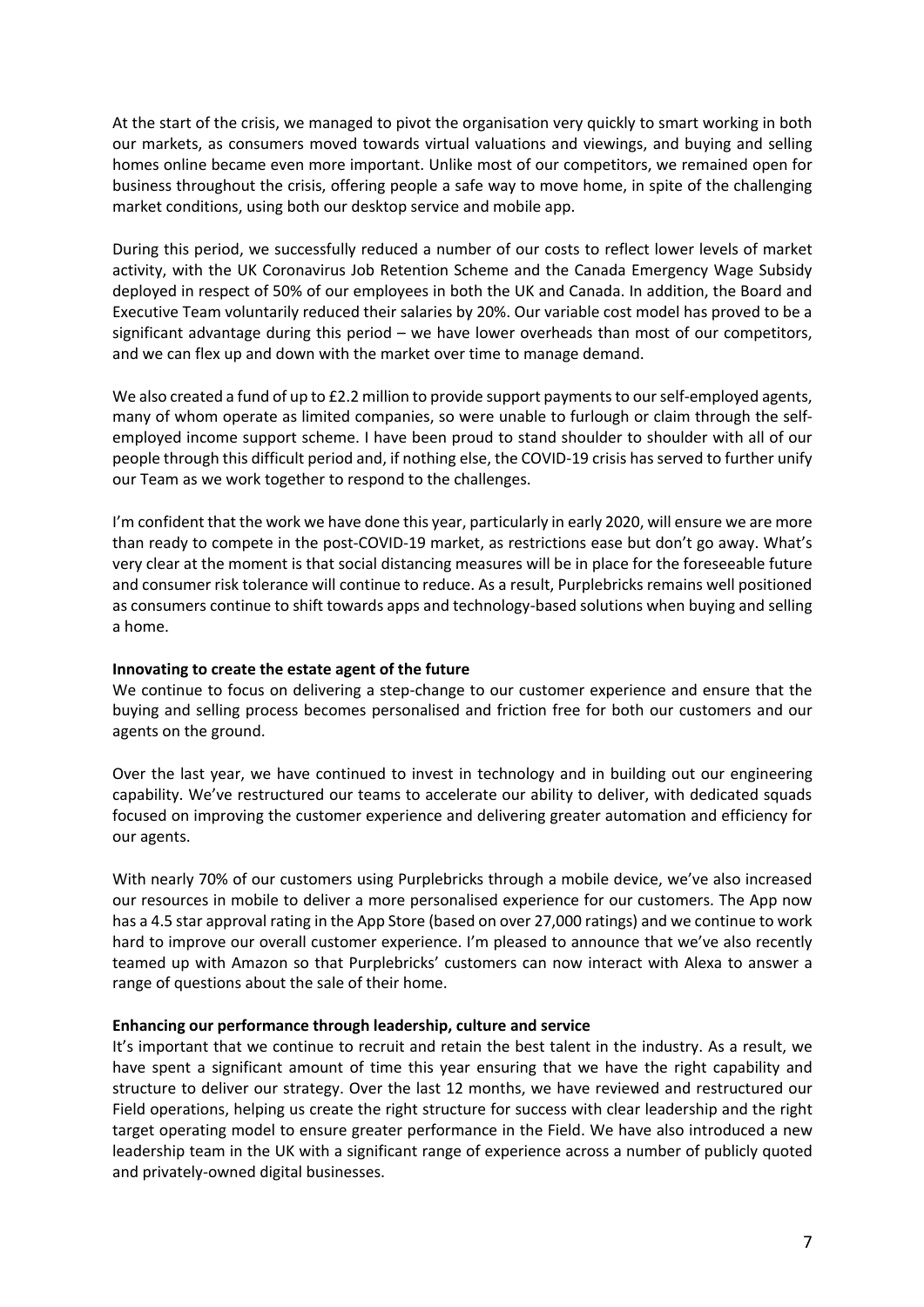At the start of the crisis, we managed to pivot the organisation very quickly to smart working in both our markets, as consumers moved towards virtual valuations and viewings, and buying and selling homes online became even more important. Unlike most of our competitors, we remained open for business throughout the crisis, offering people a safe way to move home, in spite of the challenging market conditions, using both our desktop service and mobile app.

During this period, we successfully reduced a number of our costs to reflect lower levels of market activity, with the UK Coronavirus Job Retention Scheme and the Canada Emergency Wage Subsidy deployed in respect of 50% of our employees in both the UK and Canada. In addition, the Board and Executive Team voluntarily reduced their salaries by 20%. Our variable cost model has proved to be a significant advantage during this period – we have lower overheads than most of our competitors, and we can flex up and down with the market over time to manage demand.

We also created a fund of up to £2.2 million to provide support payments to our self-employed agents, many of whom operate as limited companies, so were unable to furlough or claim through the self-employed income support scheme. I have been proud to stand shoulder to shoulder with all of our people through this difficult period and, if nothing else, the COVID-19 crisis has served to further unify our Team as we work together to respond to the challenges.

I'm confident that the work we have done this year, particularly in early 2020, will ensure we are more than ready to compete in the post-COVID-19 market, as restrictions ease but don't go away. What's very clear at the moment is that social distancing measures will be in place for the foreseeable future and consumer risk tolerance will continue to reduce. As a result, Purplebricks remains well positioned as consumers continue to shift towards apps and technology-based solutions when buying and selling a home.

**Innovating to create the estate agent of the future**

We continue to focus on delivering a step-change to our customer experience and ensure that the buying and selling process becomes personalised and friction free for both our customers and our agents on the ground.

Over the last year, we have continued to invest in technology and in building out our engineering capability. We've restructured our teams to accelerate our ability to deliver, with dedicated squads focused on improving the customer experience and delivering greater automation and efficiency for our agents.

With nearly 70% of our customers using Purplebricks through a mobile device, we've also increased our resources in mobile to deliver a more personalised experience for our customers. The App now has a 4.5 star approval rating in the App Store (based on over 27,000 ratings) and we continue to work hard to improve our overall customer experience. I'm pleased to announce that we've also recently teamed up with Amazon so that Purplebricks' customers can now interact with Alexa to answer a range of questions about the sale of their home.

**Enhancing our performance through leadership, culture and service**

It's important that we continue to recruit and retain the best talent in the industry. As a result, we have spent a significant amount of time this year ensuring that we have the right capability and structure to deliver our strategy. Over the last 12 months, we have reviewed and restructured our Field operations, helping us create the right structure for success with clear leadership and the right target operating model to ensure greater performance in the Field. We have also introduced a new leadership team in the UK with a significant range of experience across a number of publicly quoted and privately-owned digital businesses.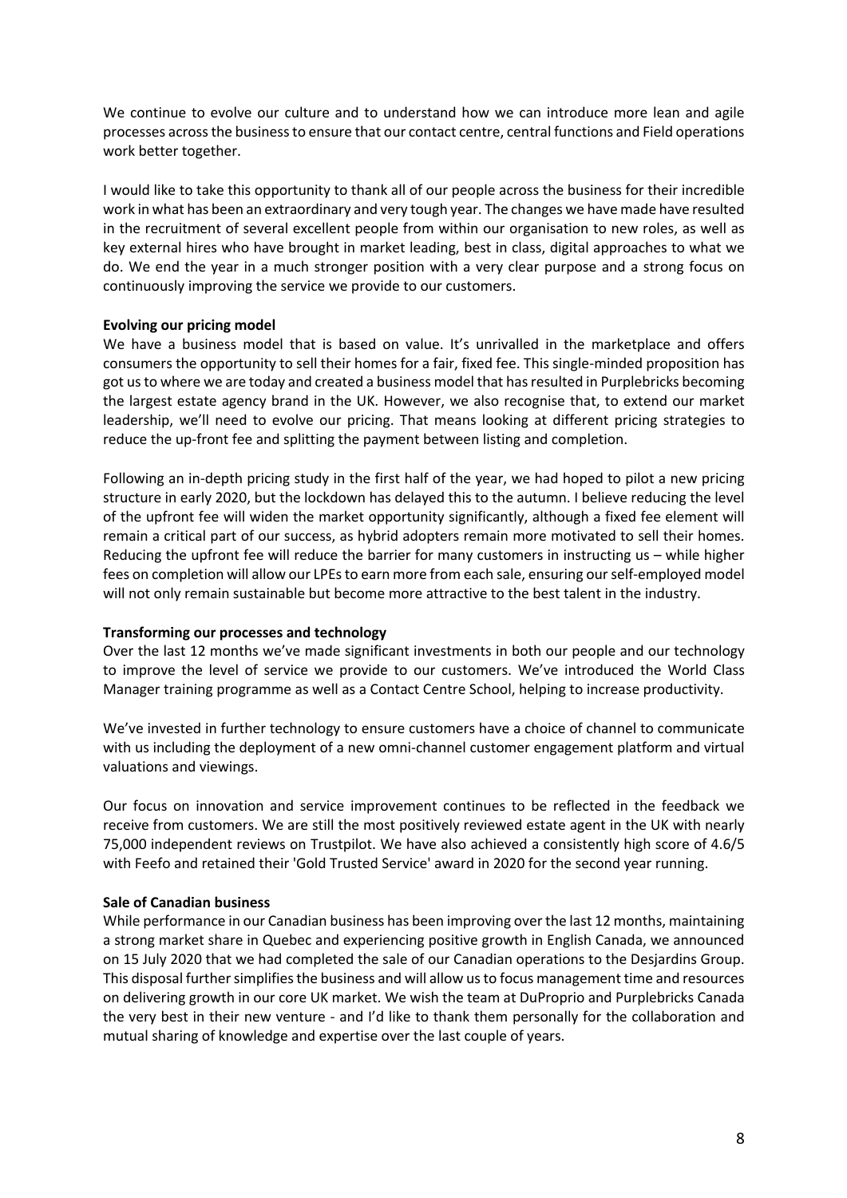We continue to evolve our culture and to understand how we can introduce more lean and agile processes across the business to ensure that our contact centre, central functions and Field operations work better together.

I would like to take this opportunity to thank all of our people across the business for their incredible work in what has been an extraordinary and very tough year. The changes we have made have resulted in the recruitment of several excellent people from within our organisation to new roles, as well as key external hires who have brought in market leading, best in class, digital approaches to what we do. We end the year in a much stronger position with a very clear purpose and a strong focus on continuously improving the service we provide to our customers.

**Evolving our pricing model**

We have a business model that is based on value. It's unrivalled in the marketplace and offers consumers the opportunity to sell their homes for a fair, fixed fee. This single-minded proposition has got us to where we are today and created a business model that has resulted in Purplebricks becoming the largest estate agency brand in the UK. However, we also recognise that, to extend our market leadership, we'll need to evolve our pricing. That means looking at different pricing strategies to reduce the up-front fee and splitting the payment between listing and completion.

Following an in-depth pricing study in the first half of the year, we had hoped to pilot a new pricing structure in early 2020, but the lockdown has delayed this to the autumn. I believe reducing the level of the upfront fee will widen the market opportunity significantly, although a fixed fee element will remain a critical part of our success, as hybrid adopters remain more motivated to sell their homes. Reducing the upfront fee will reduce the barrier for many customers in instructing us – while higher fees on completion will allow our LPEs to earn more from each sale, ensuring our self-employed model will not only remain sustainable but become more attractive to the best talent in the industry.

**Transforming our processes and technology**

Over the last 12 months we've made significant investments in both our people and our technology to improve the level of service we provide to our customers. We've introduced the World Class Manager training programme as well as a Contact Centre School, helping to increase productivity.

We've invested in further technology to ensure customers have a choice of channel to communicate with us including the deployment of a new omni-channel customer engagement platform and virtual valuations and viewings.

Our focus on innovation and service improvement continues to be reflected in the feedback we receive from customers. We are still the most positively reviewed estate agent in the UK with nearly 75,000 independent reviews on Trustpilot. We have also achieved a consistently high score of 4.6/5 with Feefo and retained their 'Gold Trusted Service' award in 2020 for the second year running.

**Sale of Canadian business**

While performance in our Canadian business has been improving over the last 12 months, maintaining a strong market share in Quebec and experiencing positive growth in English Canada, we announced on 15 July 2020 that we had completed the sale of our Canadian operations to the Desjardins Group. This disposal further simplifies the business and will allow us to focus management time and resources on delivering growth in our core UK market. We wish the team at DuProprio and Purplebricks Canada the very best in their new venture - and I'd like to thank them personally for the collaboration and mutual sharing of knowledge and expertise over the last couple of years.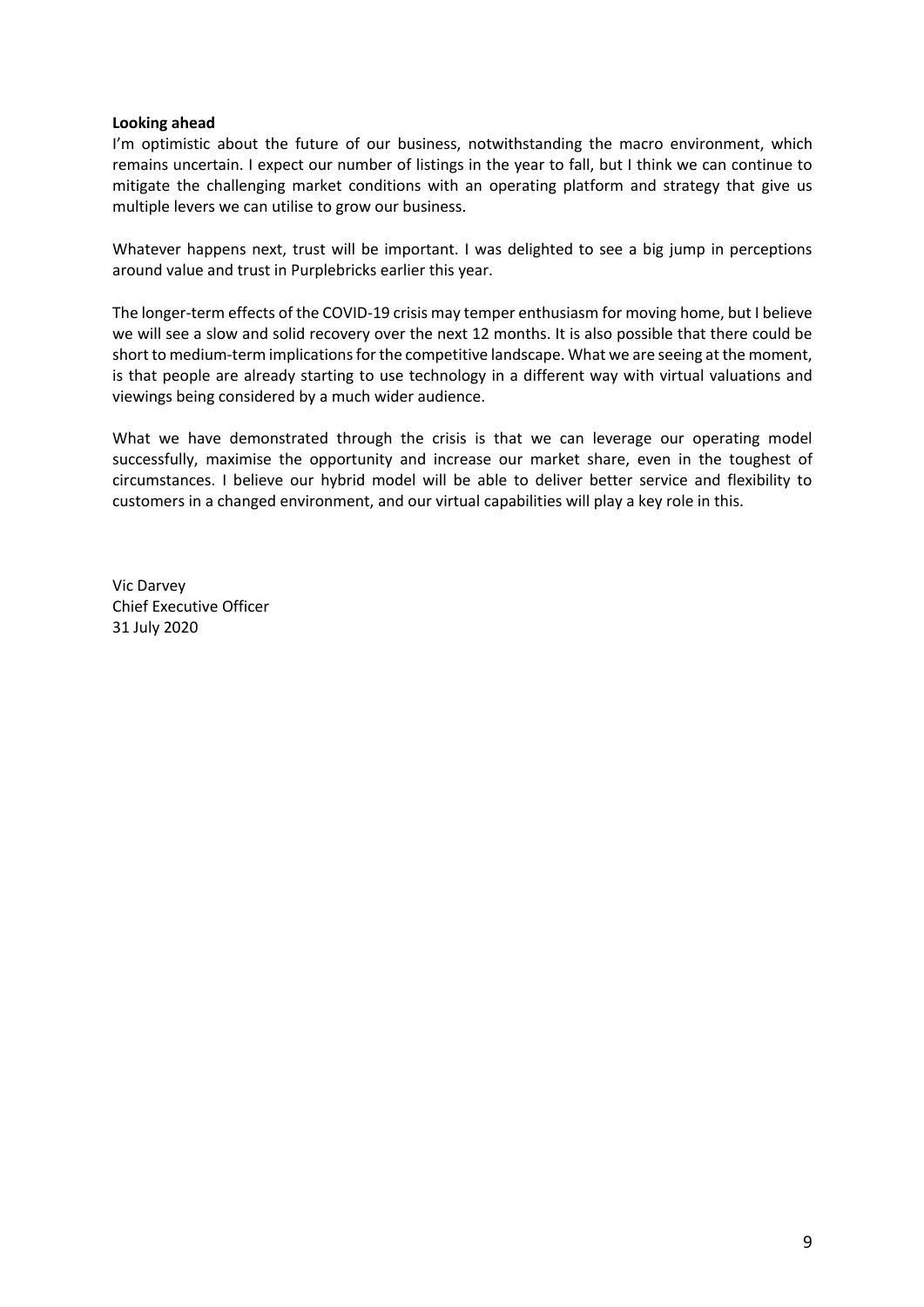**Looking ahead**

I'm optimistic about the future of our business, notwithstanding the macro environment, which remains uncertain. I expect our number of listings in the year to fall, but I think we can continue to mitigate the challenging market conditions with an operating platform and strategy that give us multiple levers we can utilise to grow our business.

Whatever happens next, trust will be important. I was delighted to see a big jump in perceptions around value and trust in Purplebricks earlier this year.

The longer-term effects of the COVID-19 crisis may temper enthusiasm for moving home, but I believe we will see a slow and solid recovery over the next 12 months. It is also possible that there could be short to medium-term implications for the competitive landscape. What we are seeing at the moment, is that people are already starting to use technology in a different way with virtual valuations and viewings being considered by a much wider audience.

What we have demonstrated through the crisis is that we can leverage our operating model successfully, maximise the opportunity and increase our market share, even in the toughest of circumstances. I believe our hybrid model will be able to deliver better service and flexibility to customers in a changed environment, and our virtual capabilities will play a key role in this.

Vic Darvey
Chief Executive Officer
31 July 2020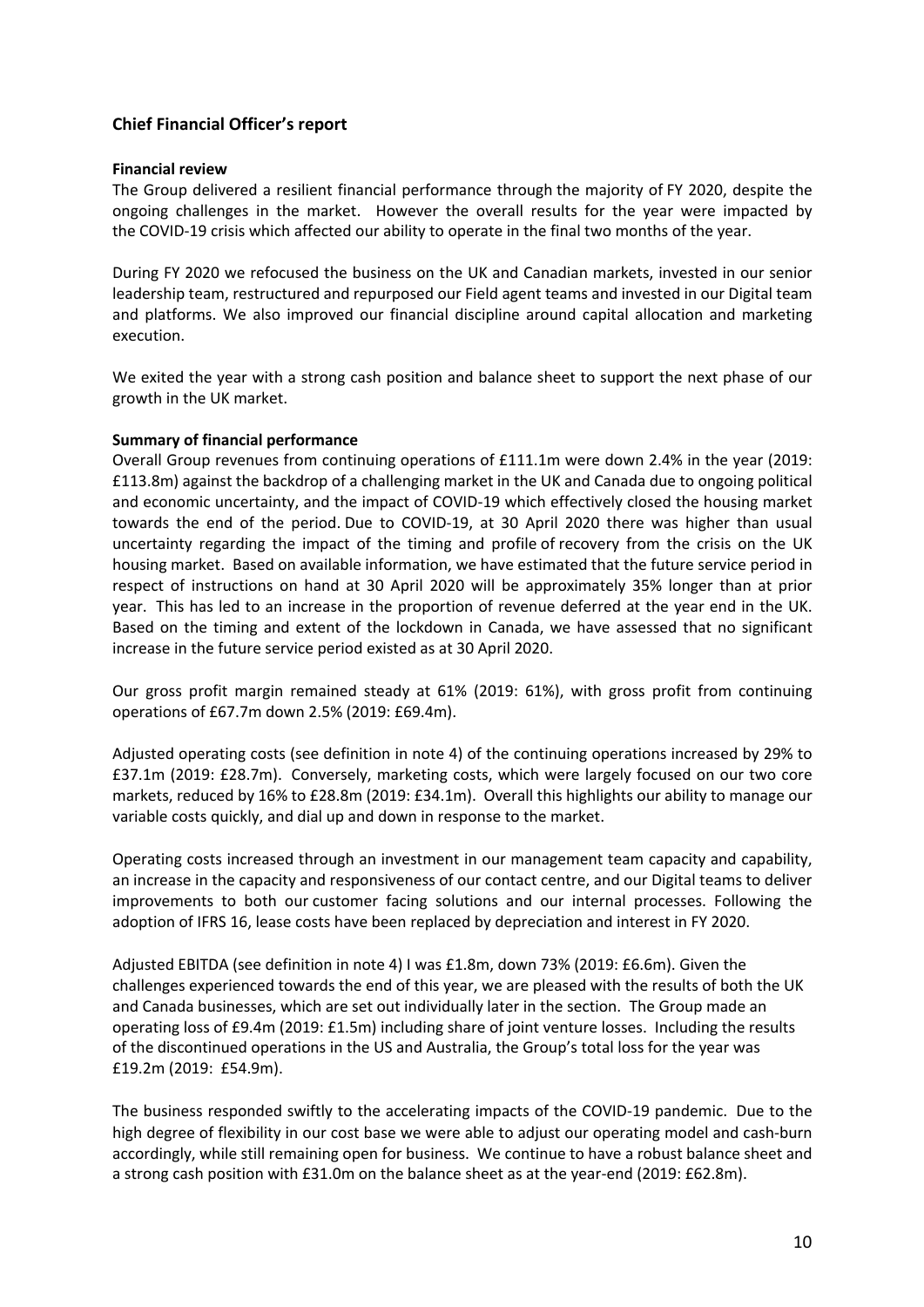## Chief Financial Officer's report

### Financial review

The Group delivered a resilient financial performance through the majority of FY 2020, despite the ongoing challenges in the market. However the overall results for the year were impacted by the COVID-19 crisis which affected our ability to operate in the final two months of the year.

During FY 2020 we refocused the business on the UK and Canadian markets, invested in our senior leadership team, restructured and repurposed our Field agent teams and invested in our Digital team and platforms. We also improved our financial discipline around capital allocation and marketing execution.

We exited the year with a strong cash position and balance sheet to support the next phase of our growth in the UK market.

### Summary of financial performance

Overall Group revenues from continuing operations of £111.1m were down 2.4% in the year (2019: £113.8m) against the backdrop of a challenging market in the UK and Canada due to ongoing political and economic uncertainty, and the impact of COVID-19 which effectively closed the housing market towards the end of the period. Due to COVID-19, at 30 April 2020 there was higher than usual uncertainty regarding the impact of the timing and profile of recovery from the crisis on the UK housing market. Based on available information, we have estimated that the future service period in respect of instructions on hand at 30 April 2020 will be approximately 35% longer than at prior year. This has led to an increase in the proportion of revenue deferred at the year end in the UK. Based on the timing and extent of the lockdown in Canada, we have assessed that no significant increase in the future service period existed as at 30 April 2020.

Our gross profit margin remained steady at 61% (2019: 61%), with gross profit from continuing operations of £67.7m down 2.5% (2019: £69.4m).

Adjusted operating costs (see definition in note 4) of the continuing operations increased by 29% to £37.1m (2019: £28.7m). Conversely, marketing costs, which were largely focused on our two core markets, reduced by 16% to £28.8m (2019: £34.1m). Overall this highlights our ability to manage our variable costs quickly, and dial up and down in response to the market.

Operating costs increased through an investment in our management team capacity and capability, an increase in the capacity and responsiveness of our contact centre, and our Digital teams to deliver improvements to both our customer facing solutions and our internal processes. Following the adoption of IFRS 16, lease costs have been replaced by depreciation and interest in FY 2020.

Adjusted EBITDA (see definition in note 4) I was £1.8m, down 73% (2019: £6.6m). Given the challenges experienced towards the end of this year, we are pleased with the results of both the UK and Canada businesses, which are set out individually later in the section. The Group made an operating loss of £9.4m (2019: £1.5m) including share of joint venture losses. Including the results of the discontinued operations in the US and Australia, the Group's total loss for the year was £19.2m (2019: £54.9m).

The business responded swiftly to the accelerating impacts of the COVID-19 pandemic. Due to the high degree of flexibility in our cost base we were able to adjust our operating model and cash-burn accordingly, while still remaining open for business. We continue to have a robust balance sheet and a strong cash position with £31.0m on the balance sheet as at the year-end (2019: £62.8m).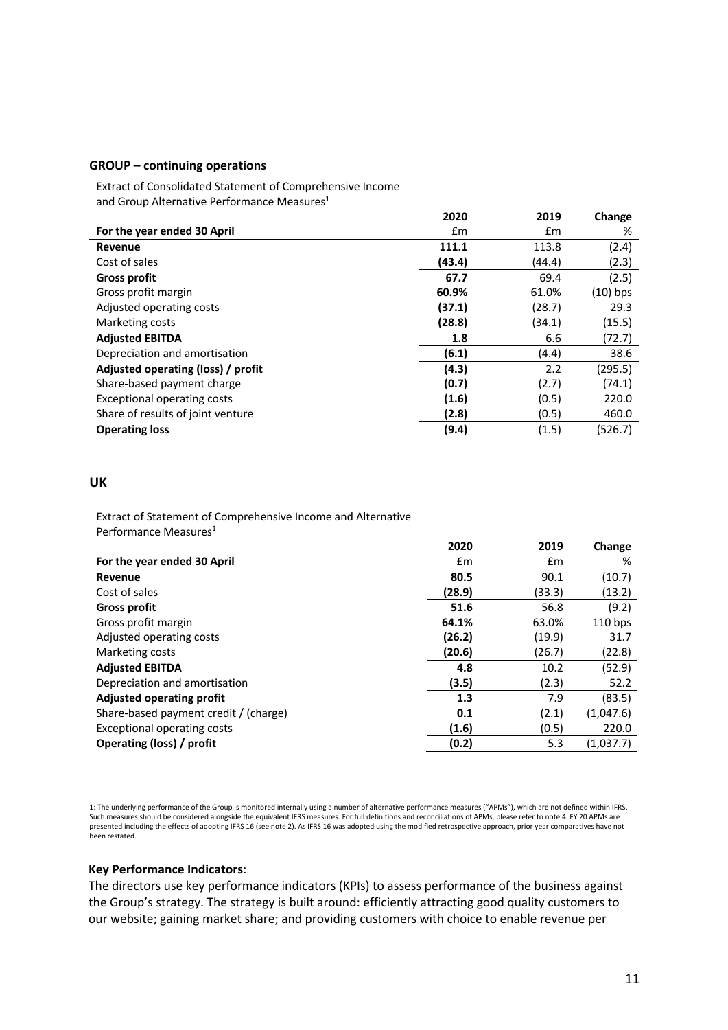**GROUP – continuing operations**

Extract of Consolidated Statement of Comprehensive Income and Group Alternative Performance Measures[1]

| | 2020 | 2019 | Change |
|---|---|---|---|
| For the year ended 30 April | £m | £m | % |
| **Revenue** | **111.1** | 113.8 | (2.4) |
| Cost of sales | **(43.4)** | (44.4) | (2.3) |
| **Gross profit** | **67.7** | 69.4 | (2.5) |
| Gross profit margin | **60.9%** | 61.0% | (10) bps |
| Adjusted operating costs | **(37.1)** | (28.7) | 29.3 |
| Marketing costs | **(28.8)** | (34.1) | (15.5) |
| **Adjusted EBITDA** | **1.8** | 6.6 | (72.7) |
| Depreciation and amortisation | **(6.1)** | (4.4) | 38.6 |
| **Adjusted operating (loss) / profit** | **(4.3)** | 2.2 | (295.5) |
| Share-based payment charge | **(0.7)** | (2.7) | (74.1) |
| Exceptional operating costs | **(1.6)** | (0.5) | 220.0 |
| Share of results of joint venture | **(2.8)** | (0.5) | 460.0 |
| **Operating loss** | **(9.4)** | (1.5) | (526.7) |

**UK**

Extract of Statement of Comprehensive Income and Alternative Performance Measures[1]

| | 2020 | 2019 | Change |
|---|---|---|---|
| For the year ended 30 April | £m | £m | % |
| **Revenue** | **80.5** | 90.1 | (10.7) |
| Cost of sales | **(28.9)** | (33.3) | (13.2) |
| **Gross profit** | **51.6** | 56.8 | (9.2) |
| Gross profit margin | **64.1%** | 63.0% | 110 bps |
| Adjusted operating costs | **(26.2)** | (19.9) | 31.7 |
| Marketing costs | **(20.6)** | (26.7) | (22.8) |
| **Adjusted EBITDA** | **4.8** | 10.2 | (52.9) |
| Depreciation and amortisation | **(3.5)** | (2.3) | 52.2 |
| **Adjusted operating profit** | **1.3** | 7.9 | (83.5) |
| Share-based payment credit / (charge) | **0.1** | (2.1) | (1,047.6) |
| Exceptional operating costs | **(1.6)** | (0.5) | 220.0 |
| **Operating (loss) / profit** | **(0.2)** | 5.3 | (1,037.7) |

1: The underlying performance of the Group is monitored internally using a number of alternative performance measures ("APMs"), which are not defined within IFRS. Such measures should be considered alongside the equivalent IFRS measures. For full definitions and reconciliations of APMs, please refer to note 4. FY 20 APMs are presented including the effects of adopting IFRS 16 (see note 2). As IFRS 16 was adopted using the modified retrospective approach, prior year comparatives have not been restated.

**Key Performance Indicators**:

The directors use key performance indicators (KPIs) to assess performance of the business against the Group's strategy. The strategy is built around: efficiently attracting good quality customers to our website; gaining market share; and providing customers with choice to enable revenue per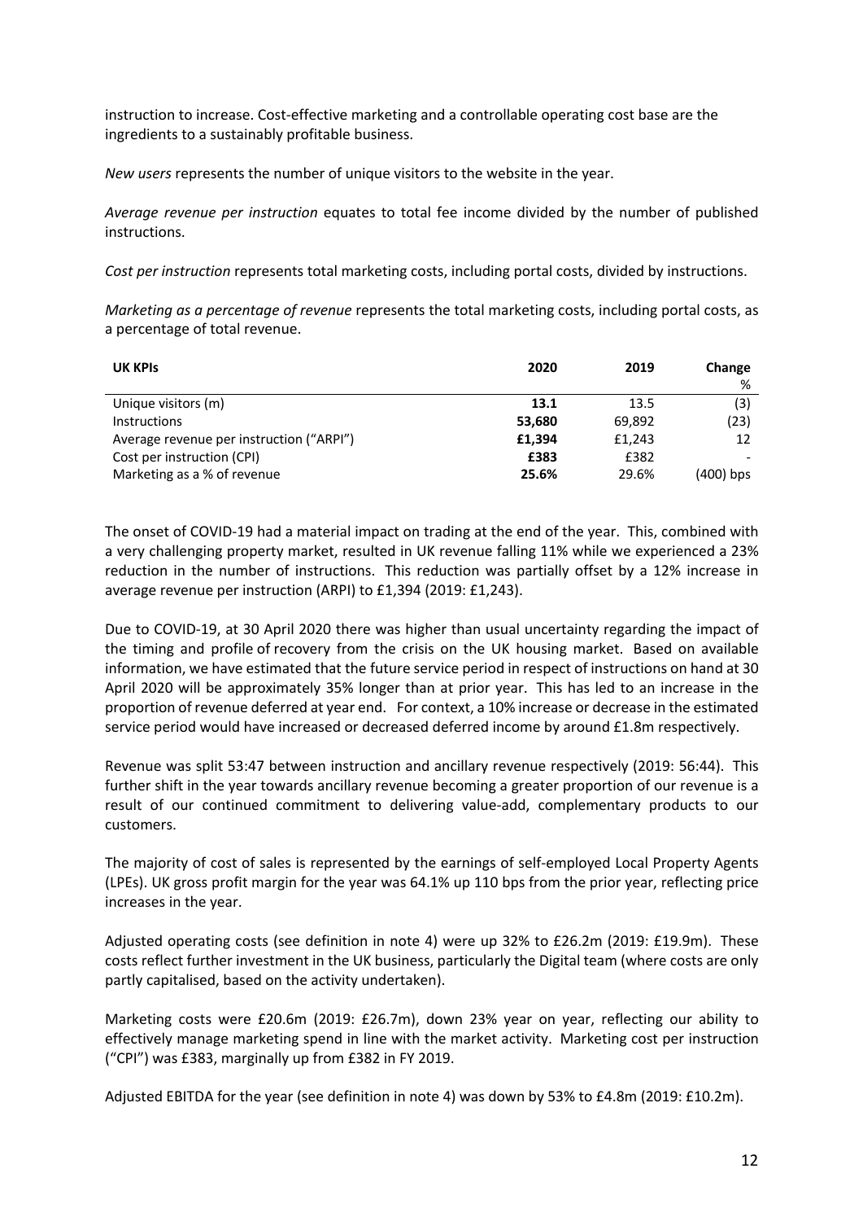instruction to increase. Cost-effective marketing and a controllable operating cost base are the ingredients to a sustainably profitable business.

*New users* represents the number of unique visitors to the website in the year.

*Average revenue per instruction* equates to total fee income divided by the number of published instructions.

*Cost per instruction* represents total marketing costs, including portal costs, divided by instructions.

*Marketing as a percentage of revenue* represents the total marketing costs, including portal costs, as a percentage of total revenue.

| UK KPIs | 2020 | 2019 | Change % |
|---|---|---|---|
| Unique visitors (m) | **13.1** | 13.5 | (3) |
| Instructions | **53,680** | 69,892 | (23) |
| Average revenue per instruction ("ARPI") | **£1,394** | £1,243 | 12 |
| Cost per instruction (CPI) | **£383** | £382 | - |
| Marketing as a % of revenue | **25.6%** | 29.6% | (400) bps |

The onset of COVID-19 had a material impact on trading at the end of the year. This, combined with a very challenging property market, resulted in UK revenue falling 11% while we experienced a 23% reduction in the number of instructions. This reduction was partially offset by a 12% increase in average revenue per instruction (ARPI) to £1,394 (2019: £1,243).

Due to COVID-19, at 30 April 2020 there was higher than usual uncertainty regarding the impact of the timing and profile of recovery from the crisis on the UK housing market. Based on available information, we have estimated that the future service period in respect of instructions on hand at 30 April 2020 will be approximately 35% longer than at prior year. This has led to an increase in the proportion of revenue deferred at year end. For context, a 10% increase or decrease in the estimated service period would have increased or decreased deferred income by around £1.8m respectively.

Revenue was split 53:47 between instruction and ancillary revenue respectively (2019: 56:44). This further shift in the year towards ancillary revenue becoming a greater proportion of our revenue is a result of our continued commitment to delivering value-add, complementary products to our customers.

The majority of cost of sales is represented by the earnings of self-employed Local Property Agents (LPEs). UK gross profit margin for the year was 64.1% up 110 bps from the prior year, reflecting price increases in the year.

Adjusted operating costs (see definition in note 4) were up 32% to £26.2m (2019: £19.9m). These costs reflect further investment in the UK business, particularly the Digital team (where costs are only partly capitalised, based on the activity undertaken).

Marketing costs were £20.6m (2019: £26.7m), down 23% year on year, reflecting our ability to effectively manage marketing spend in line with the market activity. Marketing cost per instruction ("CPI") was £383, marginally up from £382 in FY 2019.

Adjusted EBITDA for the year (see definition in note 4) was down by 53% to £4.8m (2019: £10.2m).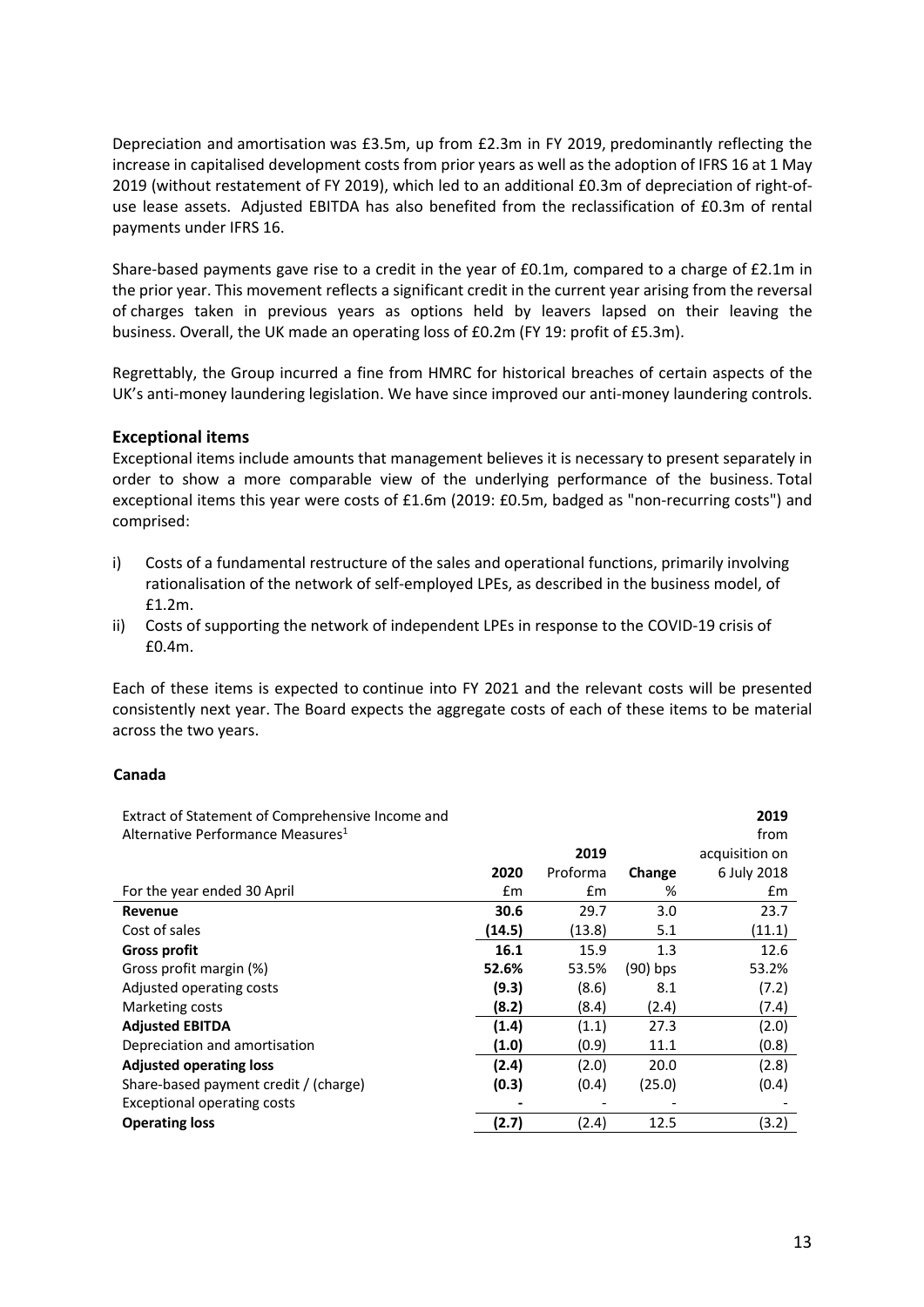Depreciation and amortisation was £3.5m, up from £2.3m in FY 2019, predominantly reflecting the increase in capitalised development costs from prior years as well as the adoption of IFRS 16 at 1 May 2019 (without restatement of FY 2019), which led to an additional £0.3m of depreciation of right-of-use lease assets. Adjusted EBITDA has also benefited from the reclassification of £0.3m of rental payments under IFRS 16.

Share-based payments gave rise to a credit in the year of £0.1m, compared to a charge of £2.1m in the prior year. This movement reflects a significant credit in the current year arising from the reversal of charges taken in previous years as options held by leavers lapsed on their leaving the business. Overall, the UK made an operating loss of £0.2m (FY 19: profit of £5.3m).

Regrettably, the Group incurred a fine from HMRC for historical breaches of certain aspects of the UK's anti-money laundering legislation. We have since improved our anti-money laundering controls.

## Exceptional items

Exceptional items include amounts that management believes it is necessary to present separately in order to show a more comparable view of the underlying performance of the business. Total exceptional items this year were costs of £1.6m (2019: £0.5m, badged as "non-recurring costs") and comprised:

i) Costs of a fundamental restructure of the sales and operational functions, primarily involving rationalisation of the network of self-employed LPEs, as described in the business model, of £1.2m.
ii) Costs of supporting the network of independent LPEs in response to the COVID-19 crisis of £0.4m.

Each of these items is expected to continue into FY 2021 and the relevant costs will be presented consistently next year. The Board expects the aggregate costs of each of these items to be material across the two years.

**Canada**

| Extract of Statement of Comprehensive Income and Alternative Performance Measures[1] | 2020 | 2019 Proforma | Change | 2019 from acquisition on 6 July 2018 |
|---|---|---|---|---|
| For the year ended 30 April | £m | £m | % | £m |
| **Revenue** | **30.6** | 29.7 | 3.0 | 23.7 |
| Cost of sales | **(14.5)** | (13.8) | 5.1 | (11.1) |
| **Gross profit** | **16.1** | 15.9 | 1.3 | 12.6 |
| Gross profit margin (%) | **52.6%** | 53.5% | (90) bps | 53.2% |
| Adjusted operating costs | **(9.3)** | (8.6) | 8.1 | (7.2) |
| Marketing costs | **(8.2)** | (8.4) | (2.4) | (7.4) |
| **Adjusted EBITDA** | **(1.4)** | (1.1) | 27.3 | (2.0) |
| Depreciation and amortisation | **(1.0)** | (0.9) | 11.1 | (0.8) |
| **Adjusted operating loss** | **(2.4)** | (2.0) | 20.0 | (2.8) |
| Share-based payment credit / (charge) | **(0.3)** | (0.4) | (25.0) | (0.4) |
| Exceptional operating costs | **-** | - | - | - |
| **Operating loss** | **(2.7)** | (2.4) | 12.5 | (3.2) |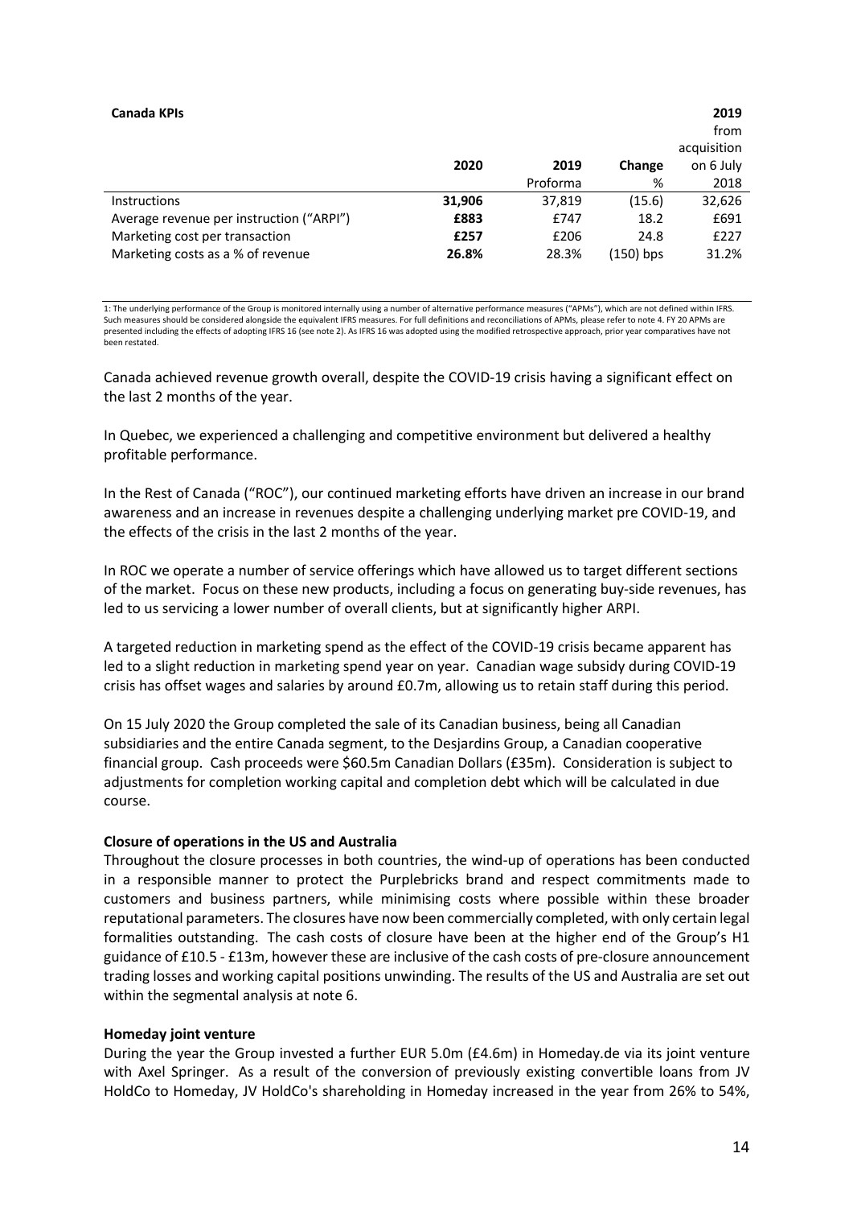| **Canada KPIs** | | | | **2019** |
|---|---|---|---|---|
| | | | | from acquisition |
| | **2020** | **2019** | **Change** | on 6 July |
| | | Proforma | % | 2018 |
| Instructions | **31,906** | 37,819 | (15.6) | 32,626 |
| Average revenue per instruction ("ARPI") | **£883** | £747 | 18.2 | £691 |
| Marketing cost per transaction | **£257** | £206 | 24.8 | £227 |
| Marketing costs as a % of revenue | **26.8%** | 28.3% | (150) bps | 31.2% |

1: The underlying performance of the Group is monitored internally using a number of alternative performance measures ("APMs"), which are not defined within IFRS. Such measures should be considered alongside the equivalent IFRS measures. For full definitions and reconciliations of APMs, please refer to note 4. FY 20 APMs are presented including the effects of adopting IFRS 16 (see note 2). As IFRS 16 was adopted using the modified retrospective approach, prior year comparatives have not been restated.

Canada achieved revenue growth overall, despite the COVID-19 crisis having a significant effect on the last 2 months of the year.

In Quebec, we experienced a challenging and competitive environment but delivered a healthy profitable performance.

In the Rest of Canada ("ROC"), our continued marketing efforts have driven an increase in our brand awareness and an increase in revenues despite a challenging underlying market pre COVID-19, and the effects of the crisis in the last 2 months of the year.

In ROC we operate a number of service offerings which have allowed us to target different sections of the market. Focus on these new products, including a focus on generating buy-side revenues, has led to us servicing a lower number of overall clients, but at significantly higher ARPI.

A targeted reduction in marketing spend as the effect of the COVID-19 crisis became apparent has led to a slight reduction in marketing spend year on year. Canadian wage subsidy during COVID-19 crisis has offset wages and salaries by around £0.7m, allowing us to retain staff during this period.

On 15 July 2020 the Group completed the sale of its Canadian business, being all Canadian subsidiaries and the entire Canada segment, to the Desjardins Group, a Canadian cooperative financial group. Cash proceeds were $60.5m Canadian Dollars (£35m). Consideration is subject to adjustments for completion working capital and completion debt which will be calculated in due course.

**Closure of operations in the US and Australia**

Throughout the closure processes in both countries, the wind-up of operations has been conducted in a responsible manner to protect the Purplebricks brand and respect commitments made to customers and business partners, while minimising costs where possible within these broader reputational parameters. The closures have now been commercially completed, with only certain legal formalities outstanding. The cash costs of closure have been at the higher end of the Group's H1 guidance of £10.5 - £13m, however these are inclusive of the cash costs of pre-closure announcement trading losses and working capital positions unwinding. The results of the US and Australia are set out within the segmental analysis at note 6.

**Homeday joint venture**

During the year the Group invested a further EUR 5.0m (£4.6m) in Homeday.de via its joint venture with Axel Springer. As a result of the conversion of previously existing convertible loans from JV HoldCo to Homeday, JV HoldCo's shareholding in Homeday increased in the year from 26% to 54%,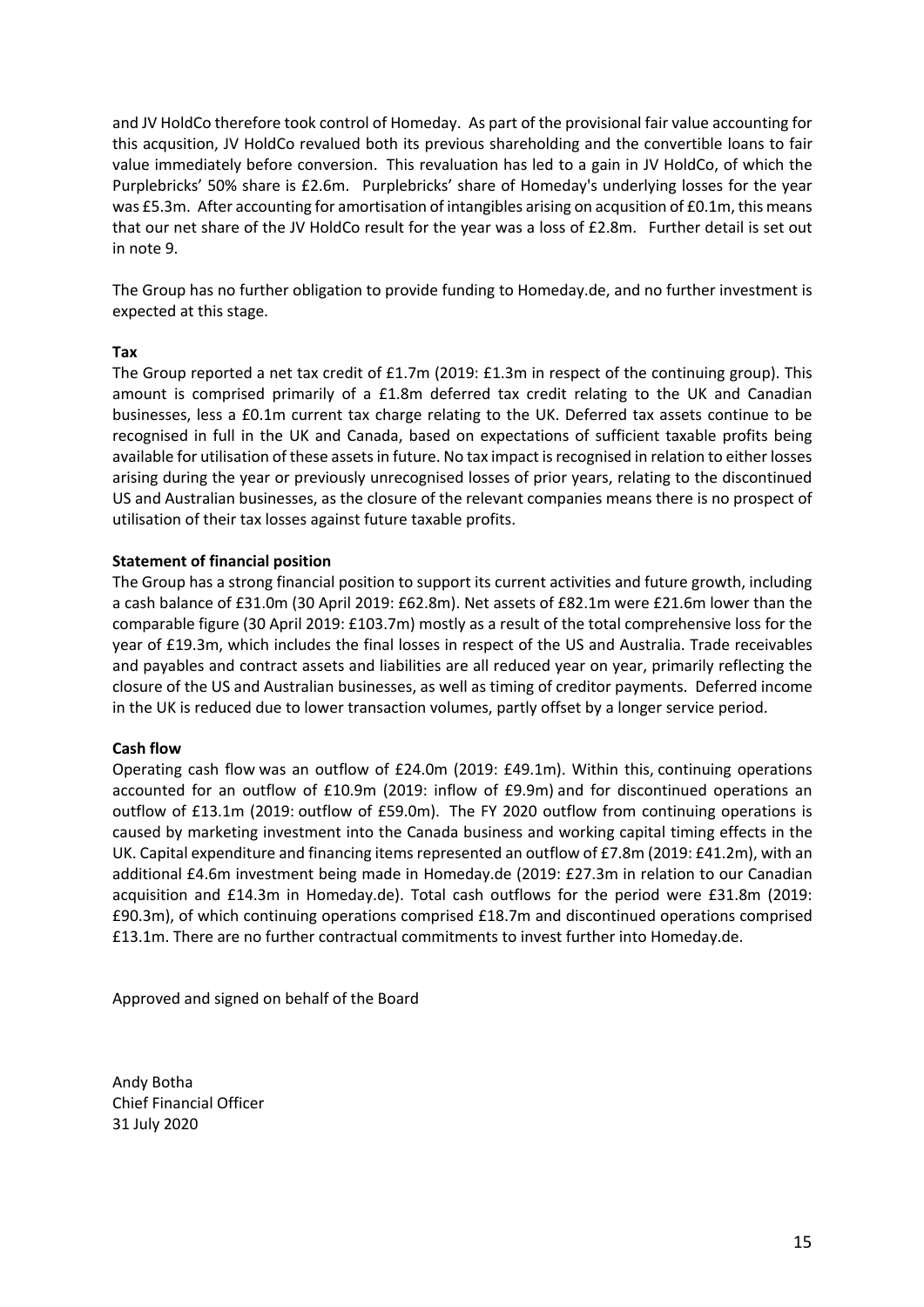and JV HoldCo therefore took control of Homeday. As part of the provisional fair value accounting for this acqusition, JV HoldCo revalued both its previous shareholding and the convertible loans to fair value immediately before conversion. This revaluation has led to a gain in JV HoldCo, of which the Purplebricks' 50% share is £2.6m. Purplebricks' share of Homeday's underlying losses for the year was £5.3m. After accounting for amortisation of intangibles arising on acqusition of £0.1m, this means that our net share of the JV HoldCo result for the year was a loss of £2.8m. Further detail is set out in note 9.

The Group has no further obligation to provide funding to Homeday.de, and no further investment is expected at this stage.

**Tax**

The Group reported a net tax credit of £1.7m (2019: £1.3m in respect of the continuing group). This amount is comprised primarily of a £1.8m deferred tax credit relating to the UK and Canadian businesses, less a £0.1m current tax charge relating to the UK. Deferred tax assets continue to be recognised in full in the UK and Canada, based on expectations of sufficient taxable profits being available for utilisation of these assets in future. No tax impact is recognised in relation to either losses arising during the year or previously unrecognised losses of prior years, relating to the discontinued US and Australian businesses, as the closure of the relevant companies means there is no prospect of utilisation of their tax losses against future taxable profits.

**Statement of financial position**

The Group has a strong financial position to support its current activities and future growth, including a cash balance of £31.0m (30 April 2019: £62.8m). Net assets of £82.1m were £21.6m lower than the comparable figure (30 April 2019: £103.7m) mostly as a result of the total comprehensive loss for the year of £19.3m, which includes the final losses in respect of the US and Australia. Trade receivables and payables and contract assets and liabilities are all reduced year on year, primarily reflecting the closure of the US and Australian businesses, as well as timing of creditor payments. Deferred income in the UK is reduced due to lower transaction volumes, partly offset by a longer service period.

**Cash flow**

Operating cash flow was an outflow of £24.0m (2019: £49.1m). Within this, continuing operations accounted for an outflow of £10.9m (2019: inflow of £9.9m) and for discontinued operations an outflow of £13.1m (2019: outflow of £59.0m). The FY 2020 outflow from continuing operations is caused by marketing investment into the Canada business and working capital timing effects in the UK. Capital expenditure and financing items represented an outflow of £7.8m (2019: £41.2m), with an additional £4.6m investment being made in Homeday.de (2019: £27.3m in relation to our Canadian acquisition and £14.3m in Homeday.de). Total cash outflows for the period were £31.8m (2019: £90.3m), of which continuing operations comprised £18.7m and discontinued operations comprised £13.1m. There are no further contractual commitments to invest further into Homeday.de.

Approved and signed on behalf of the Board

Andy Botha
Chief Financial Officer
31 July 2020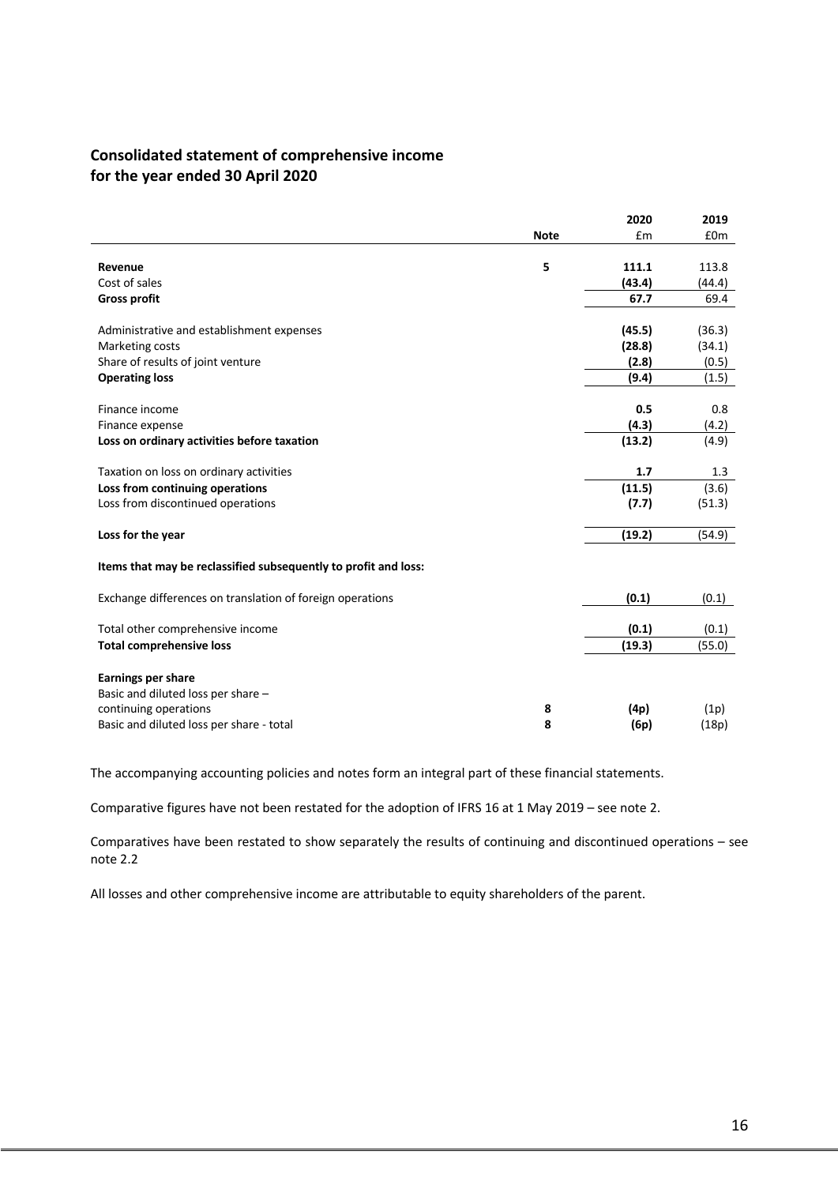## Consolidated statement of comprehensive income
## for the year ended 30 April 2020

| | Note | 2020<br>£m | 2019<br>£0m |
|---|---|---|---|
| **Revenue** | 5 | **111.1** | 113.8 |
| Cost of sales | | **(43.4)** | (44.4) |
| **Gross profit** | | **67.7** | 69.4 |
| | | | |
| Administrative and establishment expenses | | **(45.5)** | (36.3) |
| Marketing costs | | **(28.8)** | (34.1) |
| Share of results of joint venture | | **(2.8)** | (0.5) |
| **Operating loss** | | **(9.4)** | (1.5) |
| | | | |
| Finance income | | **0.5** | 0.8 |
| Finance expense | | **(4.3)** | (4.2) |
| **Loss on ordinary activities before taxation** | | **(13.2)** | (4.9) |
| | | | |
| Taxation on loss on ordinary activities | | **1.7** | 1.3 |
| **Loss from continuing operations** | | **(11.5)** | (3.6) |
| Loss from discontinued operations | | **(7.7)** | (51.3) |
| | | | |
| **Loss for the year** | | **(19.2)** | (54.9) |
| | | | |
| **Items that may be reclassified subsequently to profit and loss:** | | | |
| | | | |
| Exchange differences on translation of foreign operations | | **(0.1)** | (0.1) |
| | | | |
| Total other comprehensive income | | **(0.1)** | (0.1) |
| **Total comprehensive loss** | | **(19.3)** | (55.0) |
| | | | |
| **Earnings per share** | | | |
| Basic and diluted loss per share – continuing operations | 8 | **(4p)** | (1p) |
| Basic and diluted loss per share - total | 8 | **(6p)** | (18p) |

The accompanying accounting policies and notes form an integral part of these financial statements.

Comparative figures have not been restated for the adoption of IFRS 16 at 1 May 2019 – see note 2.

Comparatives have been restated to show separately the results of continuing and discontinued operations – see note 2.2

All losses and other comprehensive income are attributable to equity shareholders of the parent.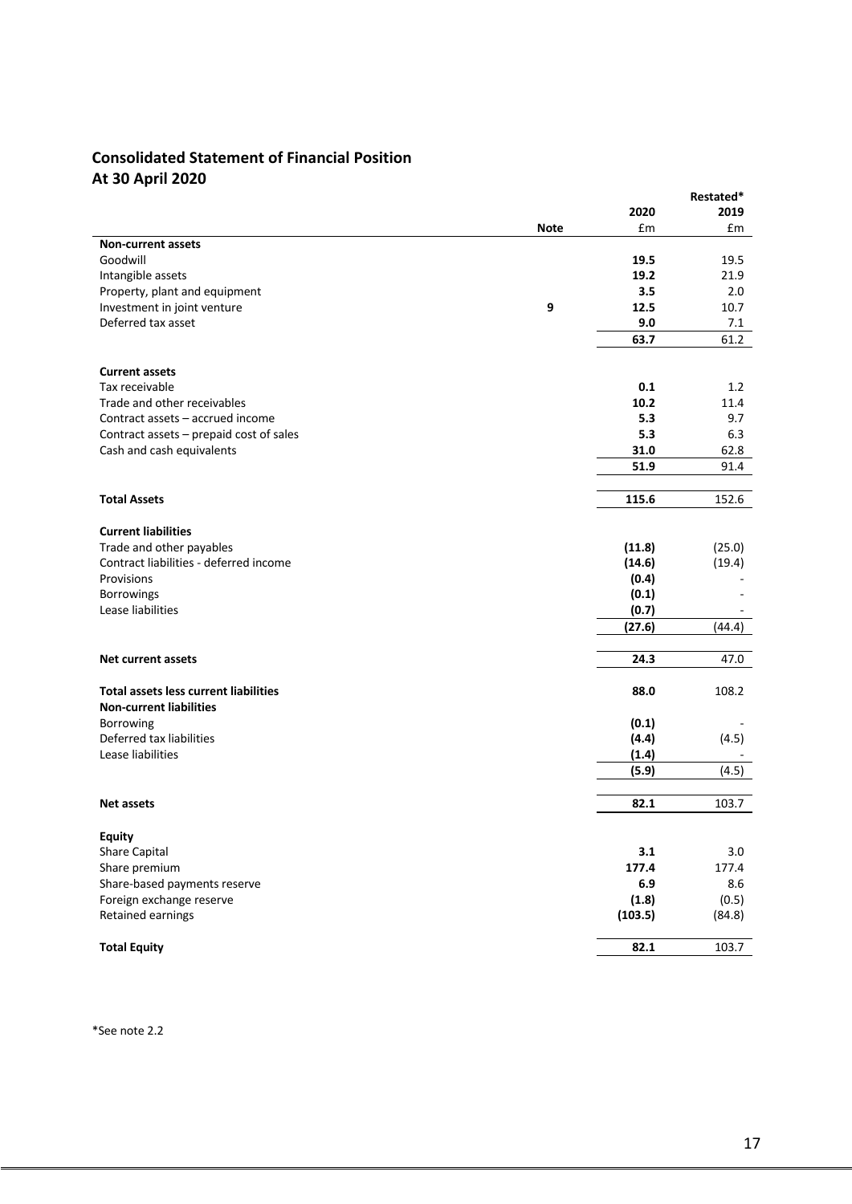## Consolidated Statement of Financial Position
## At 30 April 2020

| | Note | 2020<br>£m | Restated*<br>2019<br>£m |
|---|---|---|---|
| **Non-current assets** | | | |
| Goodwill | | **19.5** | 19.5 |
| Intangible assets | | **19.2** | 21.9 |
| Property, plant and equipment | | **3.5** | 2.0 |
| Investment in joint venture | 9 | **12.5** | 10.7 |
| Deferred tax asset | | **9.0** | 7.1 |
| | | **63.7** | 61.2 |
| **Current assets** | | | |
| Tax receivable | | **0.1** | 1.2 |
| Trade and other receivables | | **10.2** | 11.4 |
| Contract assets – accrued income | | **5.3** | 9.7 |
| Contract assets – prepaid cost of sales | | **5.3** | 6.3 |
| Cash and cash equivalents | | **31.0** | 62.8 |
| | | **51.9** | 91.4 |
| **Total Assets** | | **115.6** | 152.6 |
| **Current liabilities** | | | |
| Trade and other payables | | **(11.8)** | (25.0) |
| Contract liabilities - deferred income | | **(14.6)** | (19.4) |
| Provisions | | **(0.4)** | - |
| Borrowings | | **(0.1)** | - |
| Lease liabilities | | **(0.7)** | - |
| | | **(27.6)** | (44.4) |
| **Net current assets** | | **24.3** | 47.0 |
| **Total assets less current liabilities** | | **88.0** | 108.2 |
| **Non-current liabilities** | | | |
| Borrowing | | **(0.1)** | - |
| Deferred tax liabilities | | **(4.4)** | (4.5) |
| Lease liabilities | | **(1.4)** | - |
| | | **(5.9)** | (4.5) |
| **Net assets** | | **82.1** | 103.7 |
| **Equity** | | | |
| Share Capital | | **3.1** | 3.0 |
| Share premium | | **177.4** | 177.4 |
| Share-based payments reserve | | **6.9** | 8.6 |
| Foreign exchange reserve | | **(1.8)** | (0.5) |
| Retained earnings | | **(103.5)** | (84.8) |
| **Total Equity** | | **82.1** | 103.7 |

*See note 2.2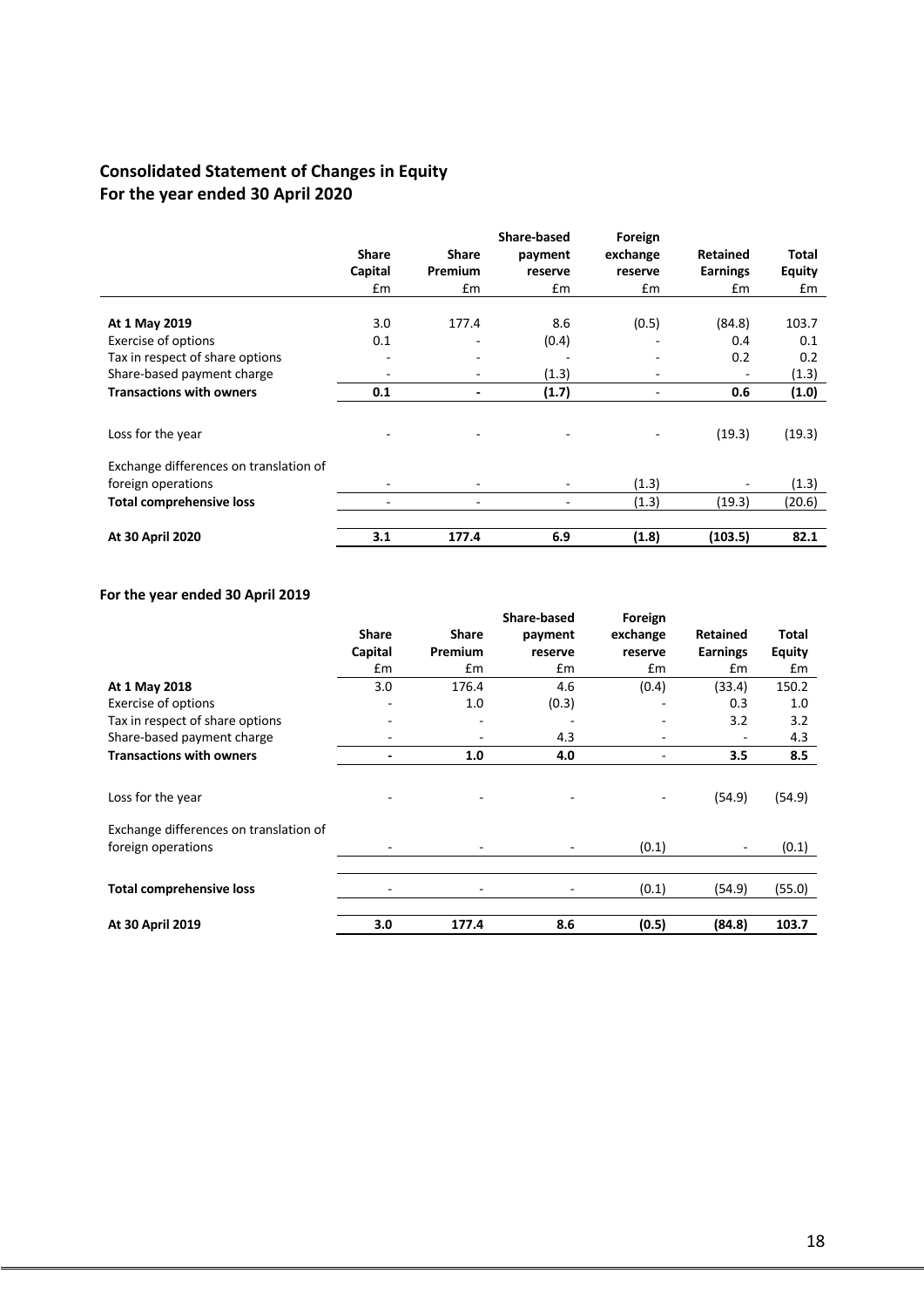## Consolidated Statement of Changes in Equity
## For the year ended 30 April 2020

| | Share Capital | Share Premium | Share-based payment reserve | Foreign exchange reserve | Retained Earnings | Total Equity |
|---|---|---|---|---|---|---|
| | £m | £m | £m | £m | £m | £m |
| **At 1 May 2019** | 3.0 | 177.4 | 8.6 | (0.5) | (84.8) | 103.7 |
| Exercise of options | 0.1 | - | (0.4) | - | 0.4 | 0.1 |
| Tax in respect of share options | - | - | - | - | 0.2 | 0.2 |
| Share-based payment charge | - | - | (1.3) | - | - | (1.3) |
| **Transactions with owners** | **0.1** | **-** | **(1.7)** | - | **0.6** | **(1.0)** |
| Loss for the year | - | - | - | - | (19.3) | (19.3) |
| Exchange differences on translation of foreign operations | - | - | - | (1.3) | - | (1.3) |
| **Total comprehensive loss** | - | - | - | (1.3) | (19.3) | (20.6) |
| **At 30 April 2020** | **3.1** | **177.4** | **6.9** | **(1.8)** | **(103.5)** | **82.1** |

**For the year ended 30 April 2019**

| | Share Capital | Share Premium | Share-based payment reserve | Foreign exchange reserve | Retained Earnings | Total Equity |
|---|---|---|---|---|---|---|
| | £m | £m | £m | £m | £m | £m |
| **At 1 May 2018** | 3.0 | 176.4 | 4.6 | (0.4) | (33.4) | 150.2 |
| Exercise of options | - | 1.0 | (0.3) | - | 0.3 | 1.0 |
| Tax in respect of share options | - | - | - | - | 3.2 | 3.2 |
| Share-based payment charge | - | - | 4.3 | - | - | 4.3 |
| **Transactions with owners** | **-** | **1.0** | **4.0** | - | **3.5** | **8.5** |
| Loss for the year | - | - | - | - | (54.9) | (54.9) |
| Exchange differences on translation of foreign operations | - | - | - | (0.1) | - | (0.1) |
| **Total comprehensive loss** | - | - | - | (0.1) | (54.9) | (55.0) |
| **At 30 April 2019** | **3.0** | **177.4** | **8.6** | **(0.5)** | **(84.8)** | **103.7** |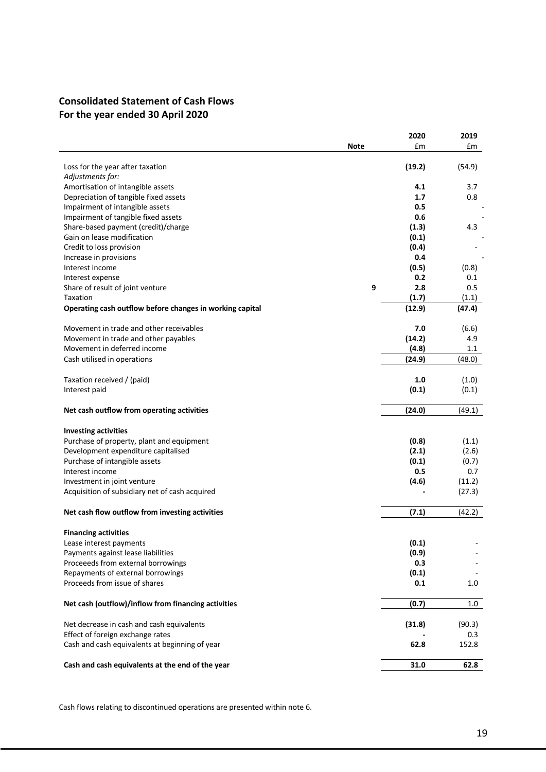## Consolidated Statement of Cash Flows
## For the year ended 30 April 2020

| | Note | 2020<br>£m | 2019<br>£m |
|---|---|---|---|
| Loss for the year after taxation | | **(19.2)** | (54.9) |
| *Adjustments for:* | | | |
| Amortisation of intangible assets | | **4.1** | 3.7 |
| Depreciation of tangible fixed assets | | **1.7** | 0.8 |
| Impairment of intangible assets | | **0.5** | - |
| Impairment of tangible fixed assets | | **0.6** | - |
| Share-based payment (credit)/charge | | **(1.3)** | 4.3 |
| Gain on lease modification | | **(0.1)** | - |
| Credit to loss provision | | **(0.4)** | - |
| Increase in provisions | | **0.4** | - |
| Interest income | | **(0.5)** | (0.8) |
| Interest expense | | **0.2** | 0.1 |
| Share of result of joint venture | 9 | **2.8** | 0.5 |
| Taxation | | **(1.7)** | (1.1) |
| **Operating cash outflow before changes in working capital** | | **(12.9)** | **(47.4)** |
| Movement in trade and other receivables | | **7.0** | (6.6) |
| Movement in trade and other payables | | **(14.2)** | 4.9 |
| Movement in deferred income | | **(4.8)** | 1.1 |
| Cash utilised in operations | | **(24.9)** | (48.0) |
| Taxation received / (paid) | | **1.0** | (1.0) |
| Interest paid | | **(0.1)** | (0.1) |
| **Net cash outflow from operating activities** | | **(24.0)** | (49.1) |
| **Investing activities** | | | |
| Purchase of property, plant and equipment | | **(0.8)** | (1.1) |
| Development expenditure capitalised | | **(2.1)** | (2.6) |
| Purchase of intangible assets | | **(0.1)** | (0.7) |
| Interest income | | **0.5** | 0.7 |
| Investment in joint venture | | **(4.6)** | (11.2) |
| Acquisition of subsidiary net of cash acquired | | **-** | (27.3) |
| **Net cash flow outflow from investing activities** | | **(7.1)** | (42.2) |
| **Financing activities** | | | |
| Lease interest payments | | **(0.1)** | - |
| Payments against lease liabilities | | **(0.9)** | - |
| Proceeeds from external borrowings | | **0.3** | - |
| Repayments of external borrowings | | **(0.1)** | - |
| Proceeds from issue of shares | | **0.1** | 1.0 |
| **Net cash (outflow)/inflow from financing activities** | | **(0.7)** | 1.0 |
| Net decrease in cash and cash equivalents | | **(31.8)** | (90.3) |
| Effect of foreign exchange rates | | **-** | 0.3 |
| Cash and cash equivalents at beginning of year | | **62.8** | 152.8 |
| **Cash and cash equivalents at the end of the year** | | **31.0** | **62.8** |

Cash flows relating to discontinued operations are presented within note 6.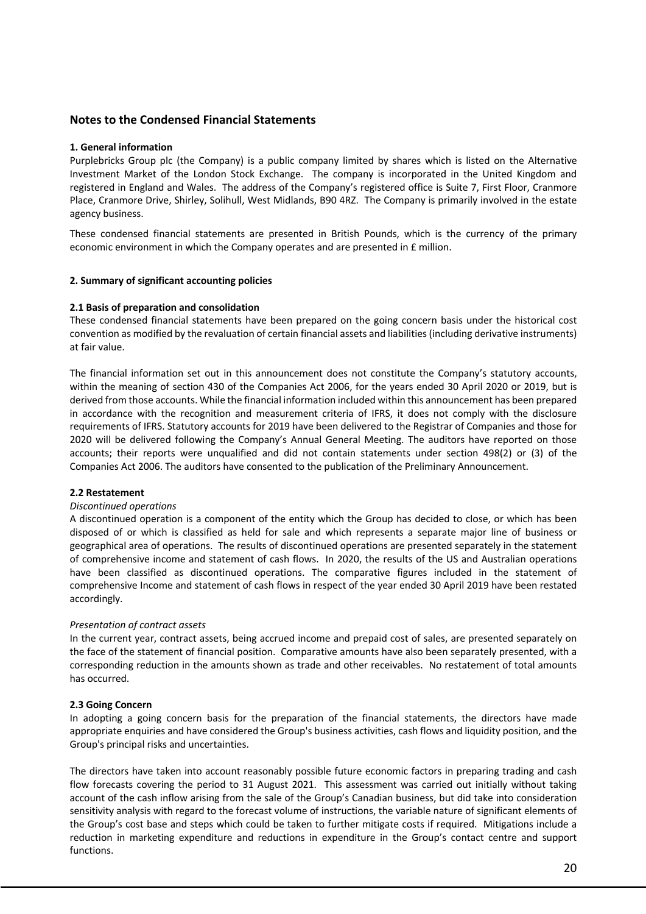## Notes to the Condensed Financial Statements

**1. General information**

Purplebricks Group plc (the Company) is a public company limited by shares which is listed on the Alternative Investment Market of the London Stock Exchange. The company is incorporated in the United Kingdom and registered in England and Wales. The address of the Company's registered office is Suite 7, First Floor, Cranmore Place, Cranmore Drive, Shirley, Solihull, West Midlands, B90 4RZ. The Company is primarily involved in the estate agency business.

These condensed financial statements are presented in British Pounds, which is the currency of the primary economic environment in which the Company operates and are presented in £ million.

**2. Summary of significant accounting policies**

**2.1 Basis of preparation and consolidation**

These condensed financial statements have been prepared on the going concern basis under the historical cost convention as modified by the revaluation of certain financial assets and liabilities (including derivative instruments) at fair value.

The financial information set out in this announcement does not constitute the Company's statutory accounts, within the meaning of section 430 of the Companies Act 2006, for the years ended 30 April 2020 or 2019, but is derived from those accounts. While the financial information included within this announcement has been prepared in accordance with the recognition and measurement criteria of IFRS, it does not comply with the disclosure requirements of IFRS. Statutory accounts for 2019 have been delivered to the Registrar of Companies and those for 2020 will be delivered following the Company's Annual General Meeting. The auditors have reported on those accounts; their reports were unqualified and did not contain statements under section 498(2) or (3) of the Companies Act 2006. The auditors have consented to the publication of the Preliminary Announcement.

**2.2 Restatement**

*Discontinued operations*

A discontinued operation is a component of the entity which the Group has decided to close, or which has been disposed of or which is classified as held for sale and which represents a separate major line of business or geographical area of operations. The results of discontinued operations are presented separately in the statement of comprehensive income and statement of cash flows. In 2020, the results of the US and Australian operations have been classified as discontinued operations. The comparative figures included in the statement of comprehensive Income and statement of cash flows in respect of the year ended 30 April 2019 have been restated accordingly.

*Presentation of contract assets*

In the current year, contract assets, being accrued income and prepaid cost of sales, are presented separately on the face of the statement of financial position. Comparative amounts have also been separately presented, with a corresponding reduction in the amounts shown as trade and other receivables. No restatement of total amounts has occurred.

**2.3 Going Concern**

In adopting a going concern basis for the preparation of the financial statements, the directors have made appropriate enquiries and have considered the Group's business activities, cash flows and liquidity position, and the Group's principal risks and uncertainties.

The directors have taken into account reasonably possible future economic factors in preparing trading and cash flow forecasts covering the period to 31 August 2021. This assessment was carried out initially without taking account of the cash inflow arising from the sale of the Group's Canadian business, but did take into consideration sensitivity analysis with regard to the forecast volume of instructions, the variable nature of significant elements of the Group's cost base and steps which could be taken to further mitigate costs if required. Mitigations include a reduction in marketing expenditure and reductions in expenditure in the Group's contact centre and support functions.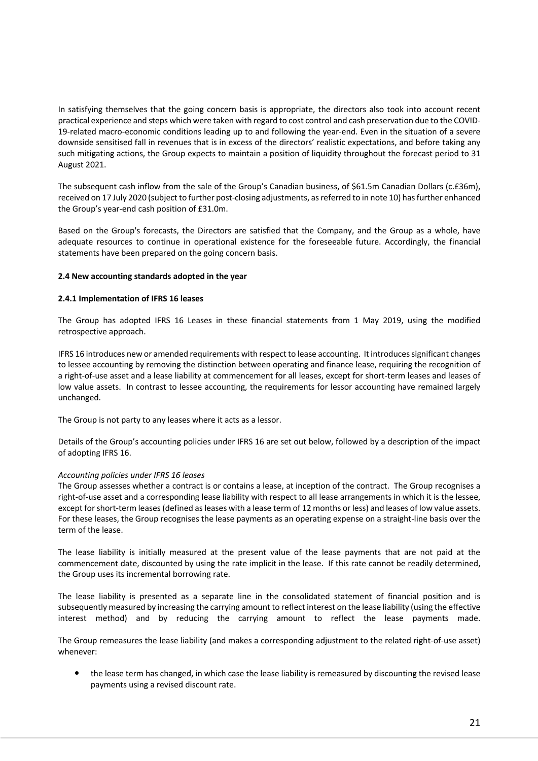In satisfying themselves that the going concern basis is appropriate, the directors also took into account recent practical experience and steps which were taken with regard to cost control and cash preservation due to the COVID-19-related macro-economic conditions leading up to and following the year-end. Even in the situation of a severe downside sensitised fall in revenues that is in excess of the directors' realistic expectations, and before taking any such mitigating actions, the Group expects to maintain a position of liquidity throughout the forecast period to 31 August 2021.

The subsequent cash inflow from the sale of the Group's Canadian business, of $61.5m Canadian Dollars (c.£36m), received on 17 July 2020 (subject to further post-closing adjustments, as referred to in note 10) has further enhanced the Group's year-end cash position of £31.0m.

Based on the Group's forecasts, the Directors are satisfied that the Company, and the Group as a whole, have adequate resources to continue in operational existence for the foreseeable future. Accordingly, the financial statements have been prepared on the going concern basis.

**2.4 New accounting standards adopted in the year**

**2.4.1 Implementation of IFRS 16 leases**

The Group has adopted IFRS 16 Leases in these financial statements from 1 May 2019, using the modified retrospective approach.

IFRS 16 introduces new or amended requirements with respect to lease accounting. It introduces significant changes to lessee accounting by removing the distinction between operating and finance lease, requiring the recognition of a right-of-use asset and a lease liability at commencement for all leases, except for short-term leases and leases of low value assets. In contrast to lessee accounting, the requirements for lessor accounting have remained largely unchanged.

The Group is not party to any leases where it acts as a lessor.

Details of the Group's accounting policies under IFRS 16 are set out below, followed by a description of the impact of adopting IFRS 16.

*Accounting policies under IFRS 16 leases*

The Group assesses whether a contract is or contains a lease, at inception of the contract. The Group recognises a right-of-use asset and a corresponding lease liability with respect to all lease arrangements in which it is the lessee, except for short-term leases (defined as leases with a lease term of 12 months or less) and leases of low value assets. For these leases, the Group recognises the lease payments as an operating expense on a straight-line basis over the term of the lease.

The lease liability is initially measured at the present value of the lease payments that are not paid at the commencement date, discounted by using the rate implicit in the lease. If this rate cannot be readily determined, the Group uses its incremental borrowing rate.

The lease liability is presented as a separate line in the consolidated statement of financial position and is subsequently measured by increasing the carrying amount to reflect interest on the lease liability (using the effective interest method) and by reducing the carrying amount to reflect the lease payments made.

The Group remeasures the lease liability (and makes a corresponding adjustment to the related right-of-use asset) whenever:

- the lease term has changed, in which case the lease liability is remeasured by discounting the revised lease payments using a revised discount rate.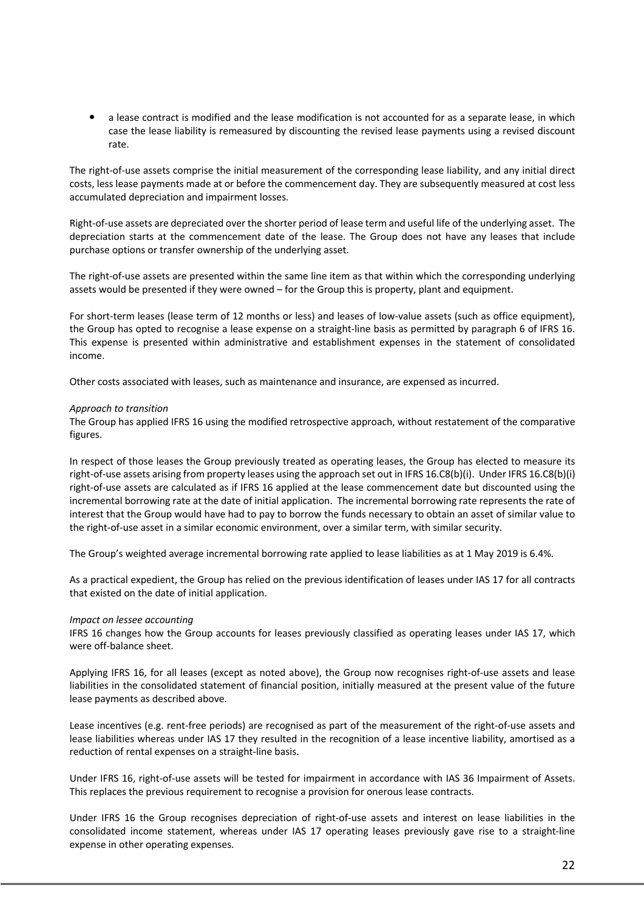- a lease contract is modified and the lease modification is not accounted for as a separate lease, in which case the lease liability is remeasured by discounting the revised lease payments using a revised discount rate.

The right-of-use assets comprise the initial measurement of the corresponding lease liability, and any initial direct costs, less lease payments made at or before the commencement day. They are subsequently measured at cost less accumulated depreciation and impairment losses.

Right-of-use assets are depreciated over the shorter period of lease term and useful life of the underlying asset. The depreciation starts at the commencement date of the lease. The Group does not have any leases that include purchase options or transfer ownership of the underlying asset.

The right-of-use assets are presented within the same line item as that within which the corresponding underlying assets would be presented if they were owned – for the Group this is property, plant and equipment.

For short-term leases (lease term of 12 months or less) and leases of low-value assets (such as office equipment), the Group has opted to recognise a lease expense on a straight-line basis as permitted by paragraph 6 of IFRS 16. This expense is presented within administrative and establishment expenses in the statement of consolidated income.

Other costs associated with leases, such as maintenance and insurance, are expensed as incurred.

*Approach to transition*
The Group has applied IFRS 16 using the modified retrospective approach, without restatement of the comparative figures.

In respect of those leases the Group previously treated as operating leases, the Group has elected to measure its right-of-use assets arising from property leases using the approach set out in IFRS 16.C8(b)(i). Under IFRS 16.C8(b)(i) right-of-use assets are calculated as if IFRS 16 applied at the lease commencement date but discounted using the incremental borrowing rate at the date of initial application. The incremental borrowing rate represents the rate of interest that the Group would have had to pay to borrow the funds necessary to obtain an asset of similar value to the right-of-use asset in a similar economic environment, over a similar term, with similar security.

The Group's weighted average incremental borrowing rate applied to lease liabilities as at 1 May 2019 is 6.4%.

As a practical expedient, the Group has relied on the previous identification of leases under IAS 17 for all contracts that existed on the date of initial application.

*Impact on lessee accounting*
IFRS 16 changes how the Group accounts for leases previously classified as operating leases under IAS 17, which were off-balance sheet.

Applying IFRS 16, for all leases (except as noted above), the Group now recognises right-of-use assets and lease liabilities in the consolidated statement of financial position, initially measured at the present value of the future lease payments as described above.

Lease incentives (e.g. rent-free periods) are recognised as part of the measurement of the right-of-use assets and lease liabilities whereas under IAS 17 they resulted in the recognition of a lease incentive liability, amortised as a reduction of rental expenses on a straight-line basis.

Under IFRS 16, right-of-use assets will be tested for impairment in accordance with IAS 36 Impairment of Assets. This replaces the previous requirement to recognise a provision for onerous lease contracts.

Under IFRS 16 the Group recognises depreciation of right-of-use assets and interest on lease liabilities in the consolidated income statement, whereas under IAS 17 operating leases previously gave rise to a straight-line expense in other operating expenses.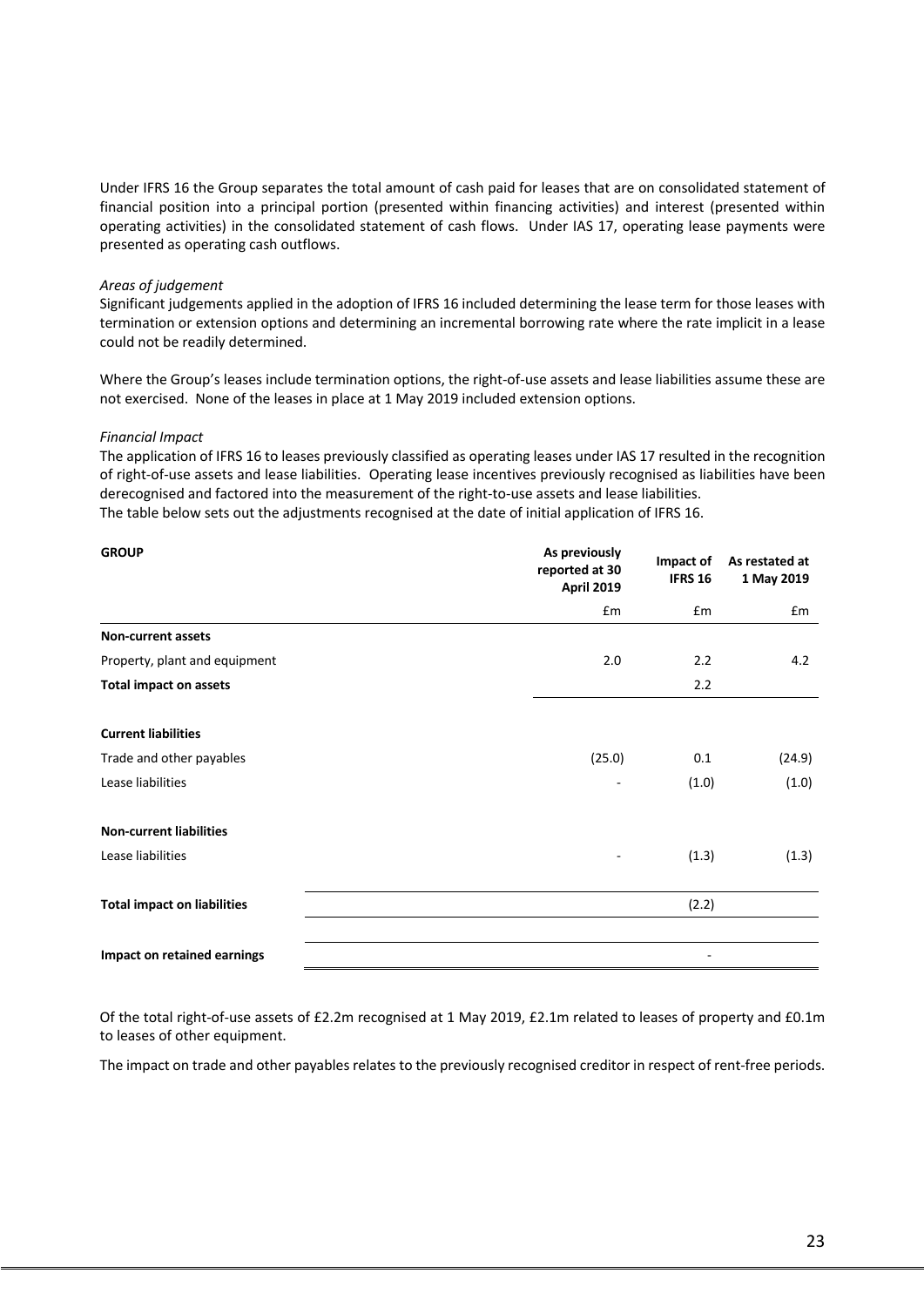Under IFRS 16 the Group separates the total amount of cash paid for leases that are on consolidated statement of financial position into a principal portion (presented within financing activities) and interest (presented within operating activities) in the consolidated statement of cash flows. Under IAS 17, operating lease payments were presented as operating cash outflows.

*Areas of judgement*

Significant judgements applied in the adoption of IFRS 16 included determining the lease term for those leases with termination or extension options and determining an incremental borrowing rate where the rate implicit in a lease could not be readily determined.

Where the Group's leases include termination options, the right-of-use assets and lease liabilities assume these are not exercised. None of the leases in place at 1 May 2019 included extension options.

*Financial Impact*

The application of IFRS 16 to leases previously classified as operating leases under IAS 17 resulted in the recognition of right-of-use assets and lease liabilities. Operating lease incentives previously recognised as liabilities have been derecognised and factored into the measurement of the right-to-use assets and lease liabilities.
The table below sets out the adjustments recognised at the date of initial application of IFRS 16.

| **GROUP** | **As previously reported at 30 April 2019** | **Impact of IFRS 16** | **As restated at 1 May 2019** |
|---|---|---|---|
| | £m | £m | £m |
| **Non-current assets** | | | |
| Property, plant and equipment | 2.0 | 2.2 | 4.2 |
| **Total impact on assets** | | 2.2 | |
| **Current liabilities** | | | |
| Trade and other payables | (25.0) | 0.1 | (24.9) |
| Lease liabilities | - | (1.0) | (1.0) |
| **Non-current liabilities** | | | |
| Lease liabilities | - | (1.3) | (1.3) |
| **Total impact on liabilities** | | (2.2) | |
| **Impact on retained earnings** | | - | |

Of the total right-of-use assets of £2.2m recognised at 1 May 2019, £2.1m related to leases of property and £0.1m to leases of other equipment.

The impact on trade and other payables relates to the previously recognised creditor in respect of rent-free periods.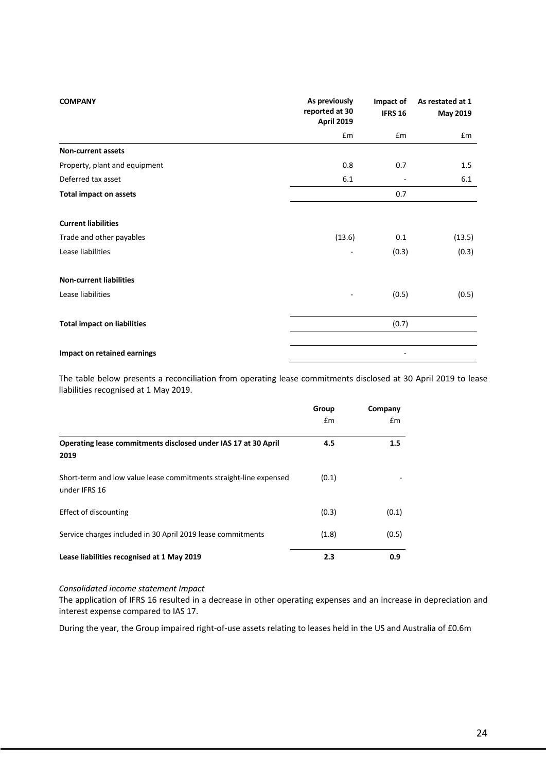| COMPANY | As previously reported at 30 April 2019 | Impact of IFRS 16 | As restated at 1 May 2019 |
|---|---|---|---|
| | £m | £m | £m |
| **Non-current assets** | | | |
| Property, plant and equipment | 0.8 | 0.7 | 1.5 |
| Deferred tax asset | 6.1 | - | 6.1 |
| **Total impact on assets** | | 0.7 | |
| | | | |
| **Current liabilities** | | | |
| Trade and other payables | (13.6) | 0.1 | (13.5) |
| Lease liabilities | - | (0.3) | (0.3) |
| | | | |
| **Non-current liabilities** | | | |
| Lease liabilities | - | (0.5) | (0.5) |
| | | | |
| **Total impact on liabilities** | | (0.7) | |
| | | | |
| **Impact on retained earnings** | | - | |

The table below presents a reconciliation from operating lease commitments disclosed at 30 April 2019 to lease liabilities recognised at 1 May 2019.

| | Group | Company |
|---|---|---|
| | £m | £m |
| **Operating lease commitments disclosed under IAS 17 at 30 April 2019** | **4.5** | **1.5** |
| Short-term and low value lease commitments straight-line expensed under IFRS 16 | (0.1) | - |
| Effect of discounting | (0.3) | (0.1) |
| Service charges included in 30 April 2019 lease commitments | (1.8) | (0.5) |
| **Lease liabilities recognised at 1 May 2019** | **2.3** | **0.9** |

*Consolidated income statement Impact*

The application of IFRS 16 resulted in a decrease in other operating expenses and an increase in depreciation and interest expense compared to IAS 17.

During the year, the Group impaired right-of-use assets relating to leases held in the US and Australia of £0.6m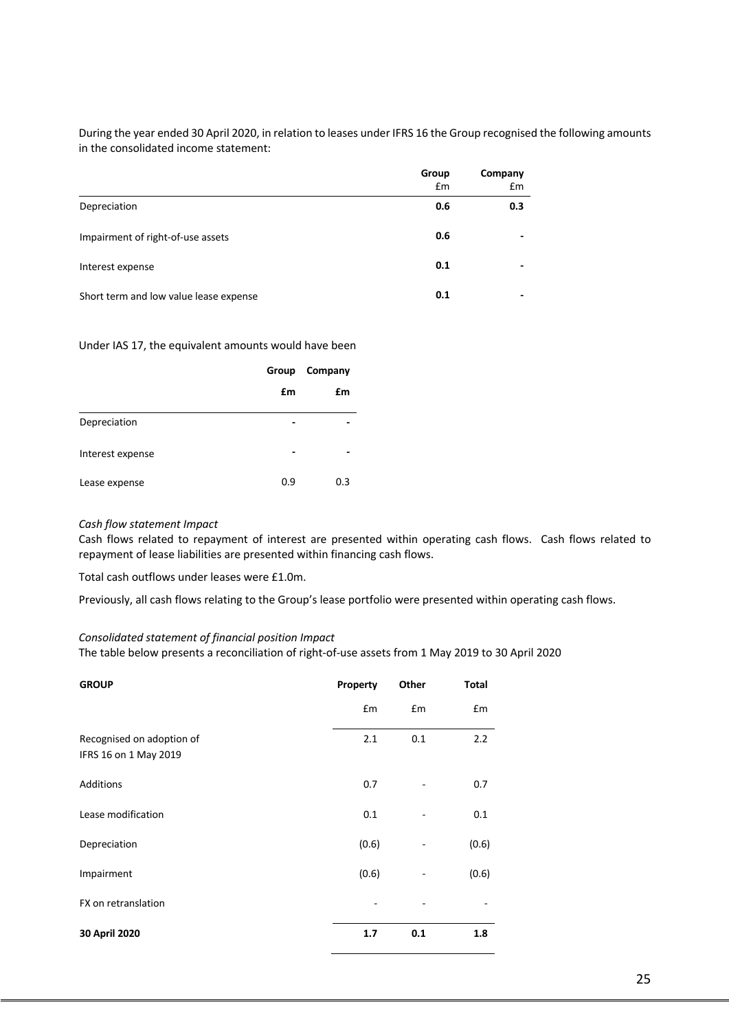During the year ended 30 April 2020, in relation to leases under IFRS 16 the Group recognised the following amounts in the consolidated income statement:

| | Group £m | Company £m |
|---|---|---|
| Depreciation | **0.6** | **0.3** |
| Impairment of right-of-use assets | **0.6** | **-** |
| Interest expense | **0.1** | **-** |
| Short term and low value lease expense | **0.1** | **-** |

Under IAS 17, the equivalent amounts would have been

| | Group | Company |
|---|---|---|
| | £m | £m |
| Depreciation | - | - |
| Interest expense | - | - |
| Lease expense | 0.9 | 0.3 |

*Cash flow statement Impact*

Cash flows related to repayment of interest are presented within operating cash flows. Cash flows related to repayment of lease liabilities are presented within financing cash flows.

Total cash outflows under leases were £1.0m.

Previously, all cash flows relating to the Group's lease portfolio were presented within operating cash flows.

*Consolidated statement of financial position Impact*

The table below presents a reconciliation of right-of-use assets from 1 May 2019 to 30 April 2020

| **GROUP** | **Property** | **Other** | **Total** |
|---|---|---|---|
| | £m | £m | £m |
| Recognised on adoption of IFRS 16 on 1 May 2019 | 2.1 | 0.1 | 2.2 |
| Additions | 0.7 | - | 0.7 |
| Lease modification | 0.1 | - | 0.1 |
| Depreciation | (0.6) | - | (0.6) |
| Impairment | (0.6) | - | (0.6) |
| FX on retranslation | - | - | - |
| **30 April 2020** | **1.7** | **0.1** | **1.8** |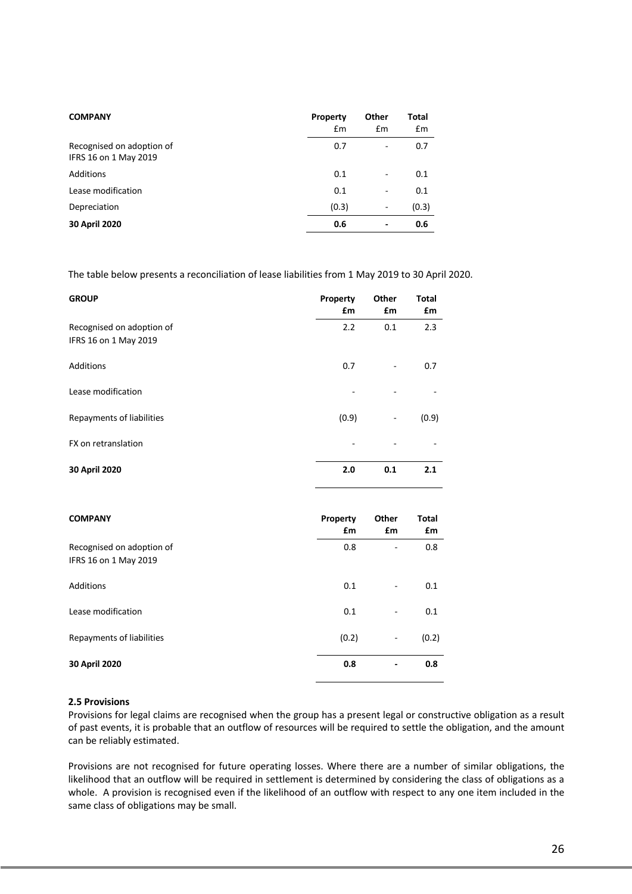| COMPANY | Property | Other | Total |
|---|---|---|---|
| | £m | £m | £m |
| Recognised on adoption of IFRS 16 on 1 May 2019 | 0.7 | - | 0.7 |
| Additions | 0.1 | - | 0.1 |
| Lease modification | 0.1 | - | 0.1 |
| Depreciation | (0.3) | - | (0.3) |
| **30 April 2020** | **0.6** | **-** | **0.6** |

The table below presents a reconciliation of lease liabilities from 1 May 2019 to 30 April 2020.

| GROUP | Property £m | Other £m | Total £m |
|---|---|---|---|
| Recognised on adoption of IFRS 16 on 1 May 2019 | 2.2 | 0.1 | 2.3 |
| Additions | 0.7 | - | 0.7 |
| Lease modification | - | - | - |
| Repayments of liabilities | (0.9) | - | (0.9) |
| FX on retranslation | - | - | - |
| **30 April 2020** | **2.0** | **0.1** | **2.1** |

| COMPANY | Property £m | Other £m | Total £m |
|---|---|---|---|
| Recognised on adoption of IFRS 16 on 1 May 2019 | 0.8 | - | 0.8 |
| Additions | 0.1 | - | 0.1 |
| Lease modification | 0.1 | - | 0.1 |
| Repayments of liabilities | (0.2) | - | (0.2) |
| **30 April 2020** | **0.8** | **-** | **0.8** |

**2.5 Provisions**

Provisions for legal claims are recognised when the group has a present legal or constructive obligation as a result of past events, it is probable that an outflow of resources will be required to settle the obligation, and the amount can be reliably estimated.

Provisions are not recognised for future operating losses. Where there are a number of similar obligations, the likelihood that an outflow will be required in settlement is determined by considering the class of obligations as a whole. A provision is recognised even if the likelihood of an outflow with respect to any one item included in the same class of obligations may be small.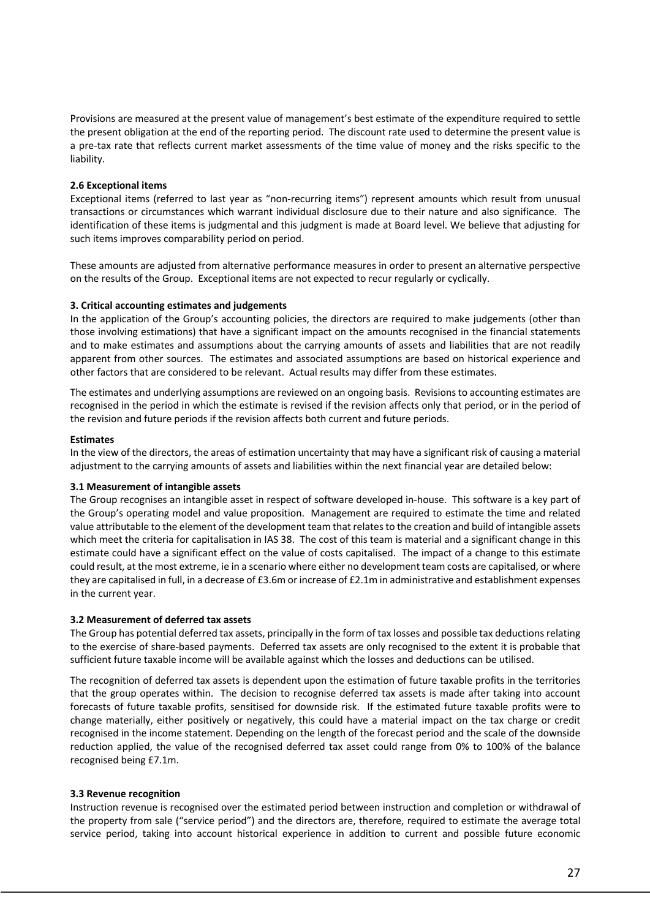Provisions are measured at the present value of management's best estimate of the expenditure required to settle the present obligation at the end of the reporting period. The discount rate used to determine the present value is a pre-tax rate that reflects current market assessments of the time value of money and the risks specific to the liability.

**2.6 Exceptional items**

Exceptional items (referred to last year as "non-recurring items") represent amounts which result from unusual transactions or circumstances which warrant individual disclosure due to their nature and also significance. The identification of these items is judgmental and this judgment is made at Board level. We believe that adjusting for such items improves comparability period on period.

These amounts are adjusted from alternative performance measures in order to present an alternative perspective on the results of the Group. Exceptional items are not expected to recur regularly or cyclically.

**3. Critical accounting estimates and judgements**

In the application of the Group's accounting policies, the directors are required to make judgements (other than those involving estimations) that have a significant impact on the amounts recognised in the financial statements and to make estimates and assumptions about the carrying amounts of assets and liabilities that are not readily apparent from other sources. The estimates and associated assumptions are based on historical experience and other factors that are considered to be relevant. Actual results may differ from these estimates.

The estimates and underlying assumptions are reviewed on an ongoing basis. Revisions to accounting estimates are recognised in the period in which the estimate is revised if the revision affects only that period, or in the period of the revision and future periods if the revision affects both current and future periods.

**Estimates**

In the view of the directors, the areas of estimation uncertainty that may have a significant risk of causing a material adjustment to the carrying amounts of assets and liabilities within the next financial year are detailed below:

**3.1 Measurement of intangible assets**

The Group recognises an intangible asset in respect of software developed in-house. This software is a key part of the Group's operating model and value proposition. Management are required to estimate the time and related value attributable to the element of the development team that relates to the creation and build of intangible assets which meet the criteria for capitalisation in IAS 38. The cost of this team is material and a significant change in this estimate could have a significant effect on the value of costs capitalised. The impact of a change to this estimate could result, at the most extreme, ie in a scenario where either no development team costs are capitalised, or where they are capitalised in full, in a decrease of £3.6m or increase of £2.1m in administrative and establishment expenses in the current year.

**3.2 Measurement of deferred tax assets**

The Group has potential deferred tax assets, principally in the form of tax losses and possible tax deductions relating to the exercise of share-based payments. Deferred tax assets are only recognised to the extent it is probable that sufficient future taxable income will be available against which the losses and deductions can be utilised.

The recognition of deferred tax assets is dependent upon the estimation of future taxable profits in the territories that the group operates within. The decision to recognise deferred tax assets is made after taking into account forecasts of future taxable profits, sensitised for downside risk. If the estimated future taxable profits were to change materially, either positively or negatively, this could have a material impact on the tax charge or credit recognised in the income statement. Depending on the length of the forecast period and the scale of the downside reduction applied, the value of the recognised deferred tax asset could range from 0% to 100% of the balance recognised being £7.1m.

**3.3 Revenue recognition**

Instruction revenue is recognised over the estimated period between instruction and completion or withdrawal of the property from sale ("service period") and the directors are, therefore, required to estimate the average total service period, taking into account historical experience in addition to current and possible future economic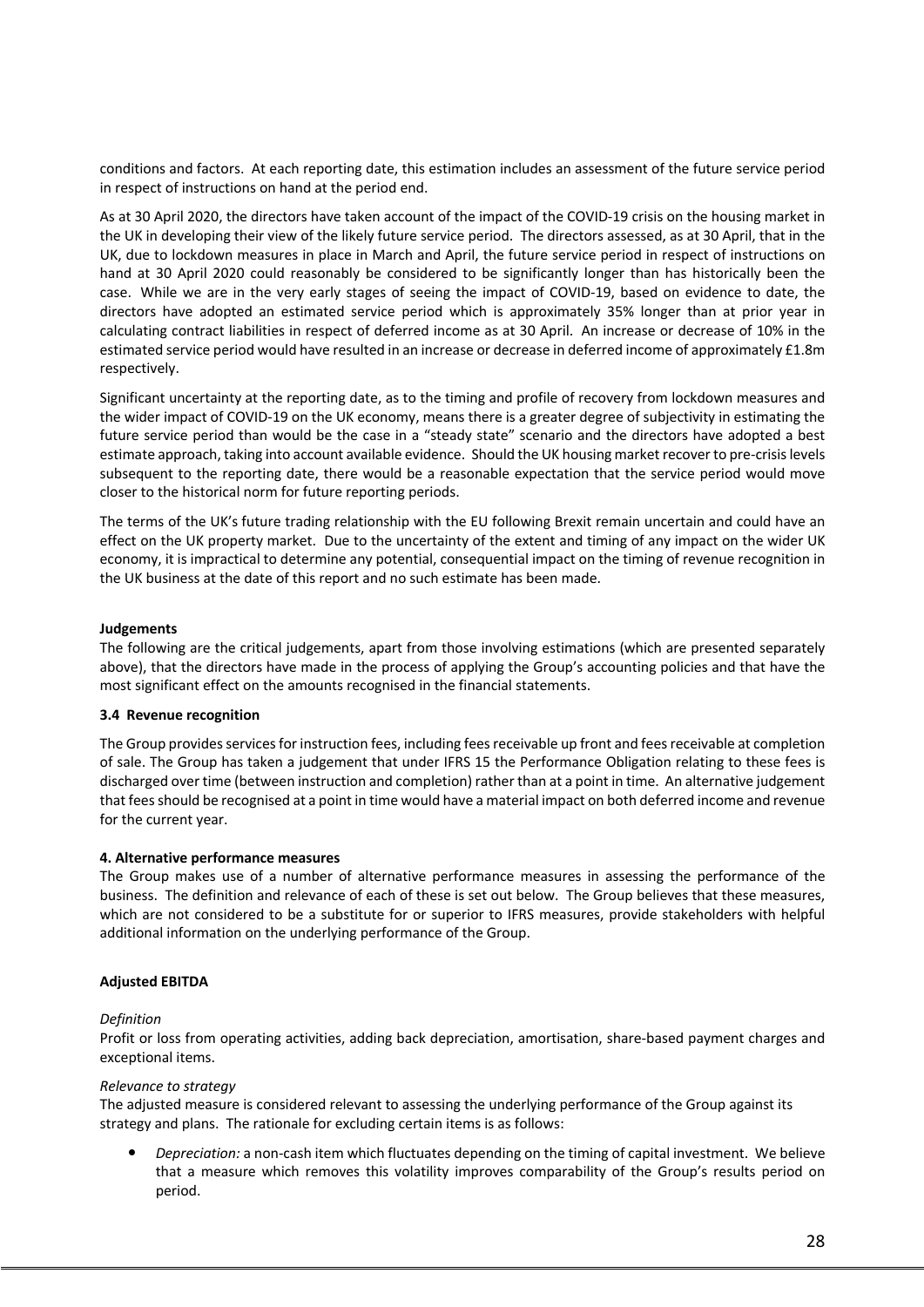conditions and factors. At each reporting date, this estimation includes an assessment of the future service period in respect of instructions on hand at the period end.

As at 30 April 2020, the directors have taken account of the impact of the COVID-19 crisis on the housing market in the UK in developing their view of the likely future service period. The directors assessed, as at 30 April, that in the UK, due to lockdown measures in place in March and April, the future service period in respect of instructions on hand at 30 April 2020 could reasonably be considered to be significantly longer than has historically been the case. While we are in the very early stages of seeing the impact of COVID-19, based on evidence to date, the directors have adopted an estimated service period which is approximately 35% longer than at prior year in calculating contract liabilities in respect of deferred income as at 30 April. An increase or decrease of 10% in the estimated service period would have resulted in an increase or decrease in deferred income of approximately £1.8m respectively.

Significant uncertainty at the reporting date, as to the timing and profile of recovery from lockdown measures and the wider impact of COVID-19 on the UK economy, means there is a greater degree of subjectivity in estimating the future service period than would be the case in a "steady state" scenario and the directors have adopted a best estimate approach, taking into account available evidence. Should the UK housing market recover to pre-crisis levels subsequent to the reporting date, there would be a reasonable expectation that the service period would move closer to the historical norm for future reporting periods.

The terms of the UK's future trading relationship with the EU following Brexit remain uncertain and could have an effect on the UK property market. Due to the uncertainty of the extent and timing of any impact on the wider UK economy, it is impractical to determine any potential, consequential impact on the timing of revenue recognition in the UK business at the date of this report and no such estimate has been made.

**Judgements**

The following are the critical judgements, apart from those involving estimations (which are presented separately above), that the directors have made in the process of applying the Group's accounting policies and that have the most significant effect on the amounts recognised in the financial statements.

**3.4 Revenue recognition**

The Group provides services for instruction fees, including fees receivable up front and fees receivable at completion of sale. The Group has taken a judgement that under IFRS 15 the Performance Obligation relating to these fees is discharged over time (between instruction and completion) rather than at a point in time. An alternative judgement that fees should be recognised at a point in time would have a material impact on both deferred income and revenue for the current year.

**4. Alternative performance measures**

The Group makes use of a number of alternative performance measures in assessing the performance of the business. The definition and relevance of each of these is set out below. The Group believes that these measures, which are not considered to be a substitute for or superior to IFRS measures, provide stakeholders with helpful additional information on the underlying performance of the Group.

**Adjusted EBITDA**

*Definition*

Profit or loss from operating activities, adding back depreciation, amortisation, share-based payment charges and exceptional items.

*Relevance to strategy*

The adjusted measure is considered relevant to assessing the underlying performance of the Group against its strategy and plans. The rationale for excluding certain items is as follows:

- *Depreciation:* a non-cash item which fluctuates depending on the timing of capital investment. We believe that a measure which removes this volatility improves comparability of the Group's results period on period.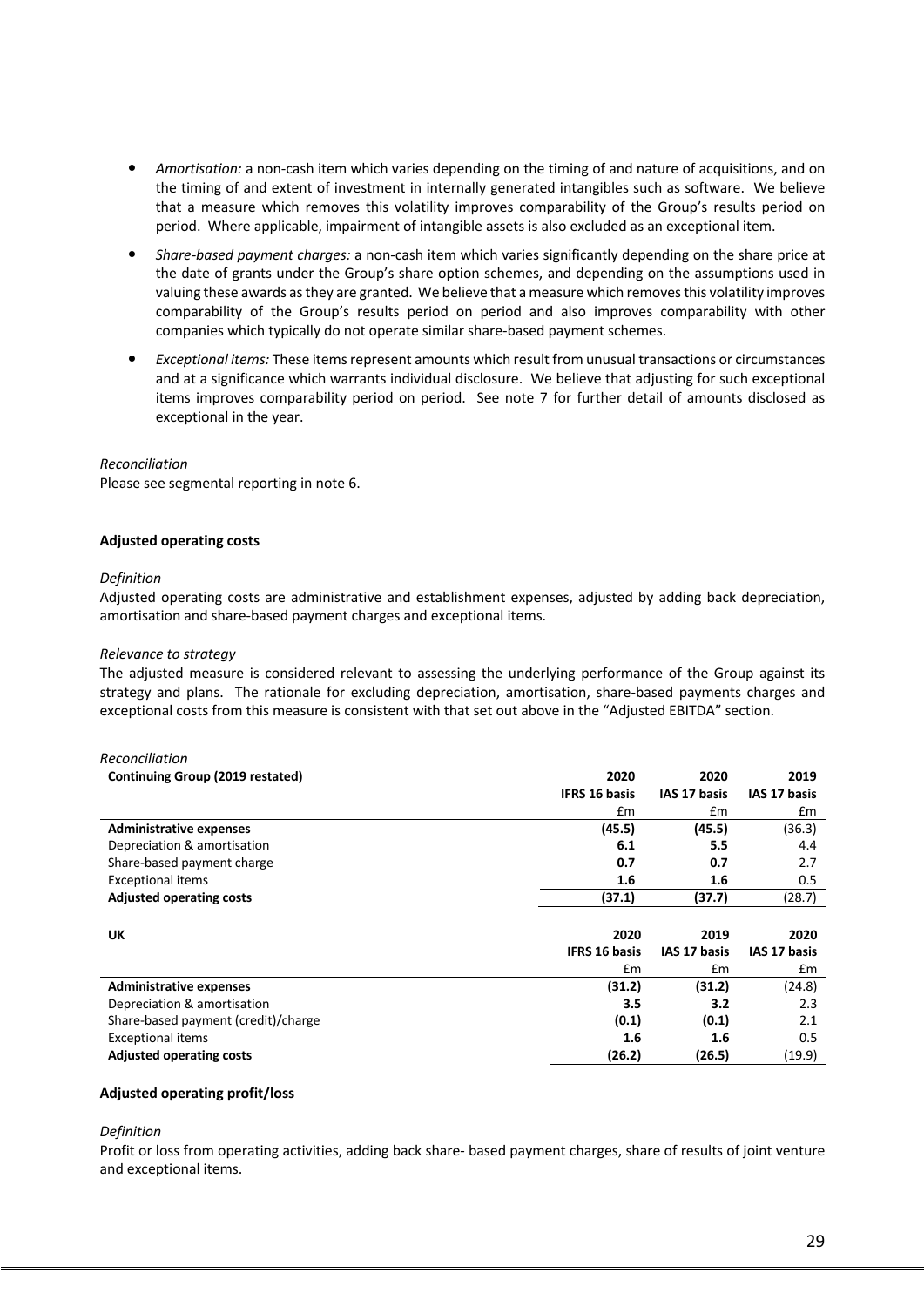- *Amortisation:* a non-cash item which varies depending on the timing of and nature of acquisitions, and on the timing of and extent of investment in internally generated intangibles such as software. We believe that a measure which removes this volatility improves comparability of the Group's results period on period. Where applicable, impairment of intangible assets is also excluded as an exceptional item.
- *Share-based payment charges:* a non-cash item which varies significantly depending on the share price at the date of grants under the Group's share option schemes, and depending on the assumptions used in valuing these awards as they are granted. We believe that a measure which removes this volatility improves comparability of the Group's results period on period and also improves comparability with other companies which typically do not operate similar share-based payment schemes.
- *Exceptional items:* These items represent amounts which result from unusual transactions or circumstances and at a significance which warrants individual disclosure. We believe that adjusting for such exceptional items improves comparability period on period. See note 7 for further detail of amounts disclosed as exceptional in the year.

*Reconciliation*

Please see segmental reporting in note 6.

**Adjusted operating costs**

*Definition*

Adjusted operating costs are administrative and establishment expenses, adjusted by adding back depreciation, amortisation and share-based payment charges and exceptional items.

*Relevance to strategy*

The adjusted measure is considered relevant to assessing the underlying performance of the Group against its strategy and plans. The rationale for excluding depreciation, amortisation, share-based payments charges and exceptional costs from this measure is consistent with that set out above in the "Adjusted EBITDA" section.

*Reconciliation*

| **Continuing Group (2019 restated)** | **2020** | **2020** | **2019** |
|---|---|---|---|
| | **IFRS 16 basis** | **IAS 17 basis** | **IAS 17 basis** |
| | £m | £m | £m |
| **Administrative expenses** | **(45.5)** | **(45.5)** | (36.3) |
| Depreciation & amortisation | **6.1** | **5.5** | 4.4 |
| Share-based payment charge | **0.7** | **0.7** | 2.7 |
| Exceptional items | **1.6** | **1.6** | 0.5 |
| **Adjusted operating costs** | **(37.1)** | **(37.7)** | (28.7) |

| **UK** | **2020** | **2019** | **2020** |
|---|---|---|---|
| | **IFRS 16 basis** | **IAS 17 basis** | **IAS 17 basis** |
| | £m | £m | £m |
| **Administrative expenses** | **(31.2)** | **(31.2)** | (24.8) |
| Depreciation & amortisation | **3.5** | **3.2** | 2.3 |
| Share-based payment (credit)/charge | **(0.1)** | **(0.1)** | 2.1 |
| Exceptional items | **1.6** | **1.6** | 0.5 |
| **Adjusted operating costs** | **(26.2)** | **(26.5)** | (19.9) |

**Adjusted operating profit/loss**

*Definition*

Profit or loss from operating activities, adding back share- based payment charges, share of results of joint venture and exceptional items.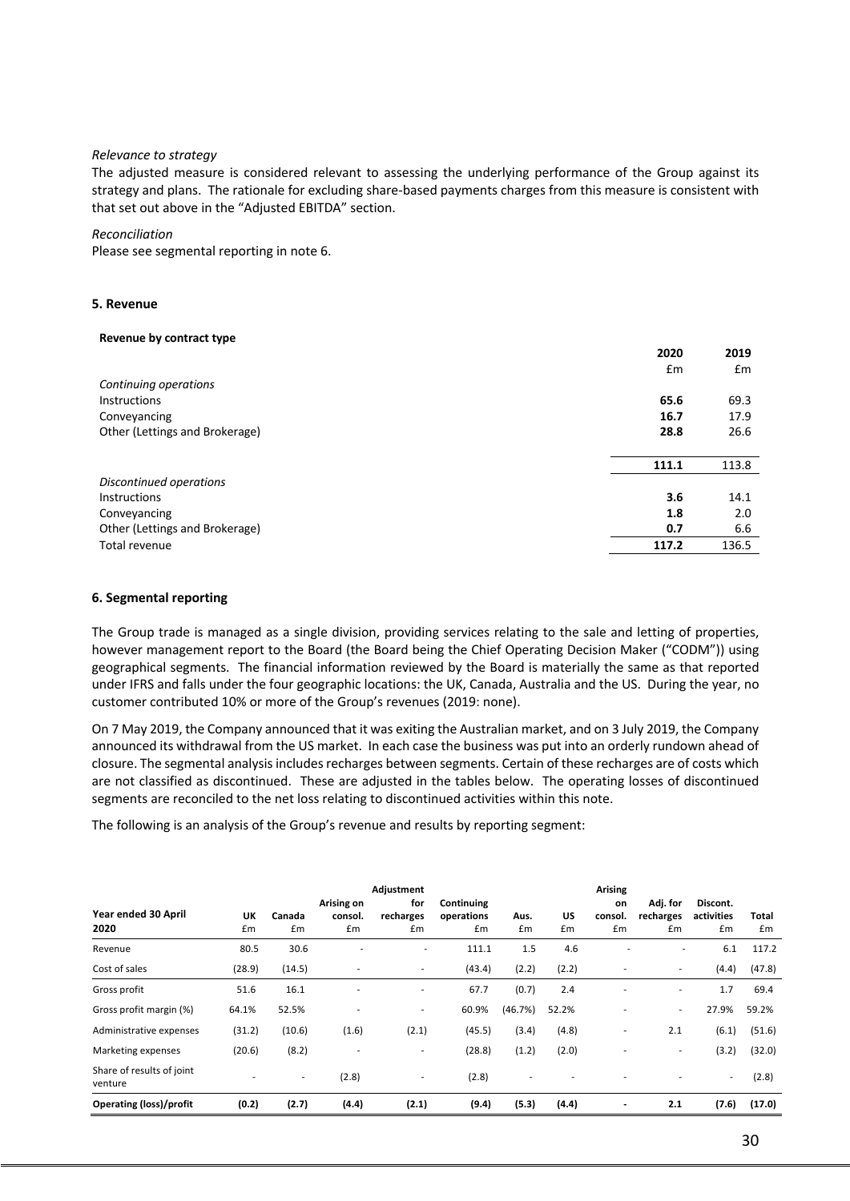*Relevance to strategy*

The adjusted measure is considered relevant to assessing the underlying performance of the Group against its strategy and plans. The rationale for excluding share-based payments charges from this measure is consistent with that set out above in the "Adjusted EBITDA" section.

*Reconciliation*

Please see segmental reporting in note 6.

## 5. Revenue

**Revenue by contract type**

| | 2020 | 2019 |
|---|---|---|
| | £m | £m |
| *Continuing operations* | | |
| Instructions | **65.6** | 69.3 |
| Conveyancing | **16.7** | 17.9 |
| Other (Lettings and Brokerage) | **28.8** | 26.6 |
| | **111.1** | 113.8 |
| *Discontinued operations* | | |
| Instructions | **3.6** | 14.1 |
| Conveyancing | **1.8** | 2.0 |
| Other (Lettings and Brokerage) | **0.7** | 6.6 |
| Total revenue | **117.2** | 136.5 |

## 6. Segmental reporting

The Group trade is managed as a single division, providing services relating to the sale and letting of properties, however management report to the Board (the Board being the Chief Operating Decision Maker ("CODM")) using geographical segments. The financial information reviewed by the Board is materially the same as that reported under IFRS and falls under the four geographic locations: the UK, Canada, Australia and the US. During the year, no customer contributed 10% or more of the Group's revenues (2019: none).

On 7 May 2019, the Company announced that it was exiting the Australian market, and on 3 July 2019, the Company announced its withdrawal from the US market. In each case the business was put into an orderly rundown ahead of closure. The segmental analysis includes recharges between segments. Certain of these recharges are of costs which are not classified as discontinued. These are adjusted in the tables below. The operating losses of discontinued segments are reconciled to the net loss relating to discontinued activities within this note.

The following is an analysis of the Group's revenue and results by reporting segment:

| Year ended 30 April 2020 | UK £m | Canada £m | Arising on consol. £m | Adjustment for recharges £m | Continuing operations £m | Aus. £m | US £m | Arising on consol. £m | Adj. for recharges £m | Discont. activities £m | Total £m |
|---|---|---|---|---|---|---|---|---|---|---|---|
| Revenue | 80.5 | 30.6 | - | - | 111.1 | 1.5 | 4.6 | - | - | 6.1 | 117.2 |
| Cost of sales | (28.9) | (14.5) | - | - | (43.4) | (2.2) | (2.2) | - | - | (4.4) | (47.8) |
| Gross profit | 51.6 | 16.1 | - | - | 67.7 | (0.7) | 2.4 | - | - | 1.7 | 69.4 |
| Gross profit margin (%) | 64.1% | 52.5% | - | - | 60.9% | (46.7%) | 52.2% | - | - | 27.9% | 59.2% |
| Administrative expenses | (31.2) | (10.6) | (1.6) | (2.1) | (45.5) | (3.4) | (4.8) | - | 2.1 | (6.1) | (51.6) |
| Marketing expenses | (20.6) | (8.2) | - | - | (28.8) | (1.2) | (2.0) | - | - | (3.2) | (32.0) |
| Share of results of joint venture | - | - | (2.8) | - | (2.8) | - | - | - | - | - | (2.8) |
| **Operating (loss)/profit** | **(0.2)** | **(2.7)** | **(4.4)** | **(2.1)** | **(9.4)** | **(5.3)** | **(4.4)** | **-** | **2.1** | **(7.6)** | **(17.0)** |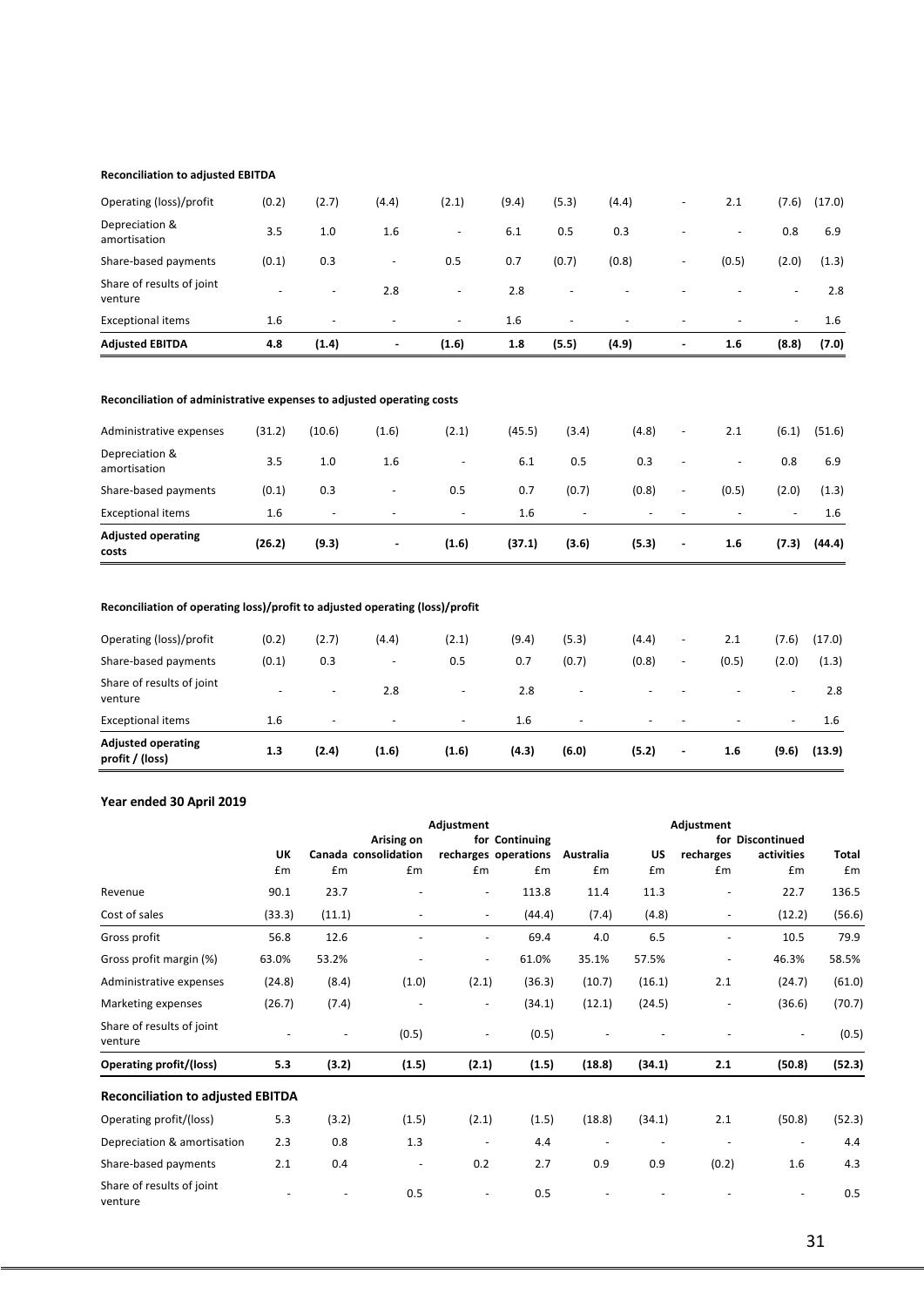**Reconciliation to adjusted EBITDA**

| | | | | | | | | | | | |
|---|---|---|---|---|---|---|---|---|---|---|---|
| Operating (loss)/profit | (0.2) | (2.7) | (4.4) | (2.1) | (9.4) | (5.3) | (4.4) | - | 2.1 | (7.6) | (17.0) |
| Depreciation & amortisation | 3.5 | 1.0 | 1.6 | - | 6.1 | 0.5 | 0.3 | - | - | 0.8 | 6.9 |
| Share-based payments | (0.1) | 0.3 | - | 0.5 | 0.7 | (0.7) | (0.8) | - | (0.5) | (2.0) | (1.3) |
| Share of results of joint venture | - | - | 2.8 | - | 2.8 | - | - | - | - | - | 2.8 |
| Exceptional items | 1.6 | - | - | - | 1.6 | - | - | - | - | - | 1.6 |
| **Adjusted EBITDA** | **4.8** | **(1.4)** | **-** | **(1.6)** | **1.8** | **(5.5)** | **(4.9)** | **-** | **1.6** | **(8.8)** | **(7.0)** |

**Reconciliation of administrative expenses to adjusted operating costs**

| | | | | | | | | | | | |
|---|---|---|---|---|---|---|---|---|---|---|---|
| Administrative expenses | (31.2) | (10.6) | (1.6) | (2.1) | (45.5) | (3.4) | (4.8) | - | 2.1 | (6.1) | (51.6) |
| Depreciation & amortisation | 3.5 | 1.0 | 1.6 | - | 6.1 | 0.5 | 0.3 | - | - | 0.8 | 6.9 |
| Share-based payments | (0.1) | 0.3 | - | 0.5 | 0.7 | (0.7) | (0.8) | - | (0.5) | (2.0) | (1.3) |
| Exceptional items | 1.6 | - | - | - | 1.6 | - | - | - | - | - | 1.6 |
| **Adjusted operating costs** | **(26.2)** | **(9.3)** | **-** | **(1.6)** | **(37.1)** | **(3.6)** | **(5.3)** | **-** | **1.6** | **(7.3)** | **(44.4)** |

**Reconciliation of operating loss)/profit to adjusted operating (loss)/profit**

| | | | | | | | | | | | |
|---|---|---|---|---|---|---|---|---|---|---|---|
| Operating (loss)/profit | (0.2) | (2.7) | (4.4) | (2.1) | (9.4) | (5.3) | (4.4) | - | 2.1 | (7.6) | (17.0) |
| Share-based payments | (0.1) | 0.3 | - | 0.5 | 0.7 | (0.7) | (0.8) | - | (0.5) | (2.0) | (1.3) |
| Share of results of joint venture | - | - | 2.8 | - | 2.8 | - | - | - | - | - | 2.8 |
| Exceptional items | 1.6 | - | - | - | 1.6 | - | - | - | - | - | 1.6 |
| **Adjusted operating profit / (loss)** | **1.3** | **(2.4)** | **(1.6)** | **(1.6)** | **(4.3)** | **(6.0)** | **(5.2)** | **-** | **1.6** | **(9.6)** | **(13.9)** |

**Year ended 30 April 2019**

| | UK | Canada | Arising on consolidation | Adjustment for recharges | Continuing operations | Australia | US | Adjustment for recharges | Discontinued activities | Total |
|---|---|---|---|---|---|---|---|---|---|---|
| | £m | £m | £m | £m | £m | £m | £m | £m | £m | £m |
| Revenue | 90.1 | 23.7 | - | - | 113.8 | 11.4 | 11.3 | - | 22.7 | 136.5 |
| Cost of sales | (33.3) | (11.1) | - | - | (44.4) | (7.4) | (4.8) | - | (12.2) | (56.6) |
| Gross profit | 56.8 | 12.6 | - | - | 69.4 | 4.0 | 6.5 | - | 10.5 | 79.9 |
| Gross profit margin (%) | 63.0% | 53.2% | - | - | 61.0% | 35.1% | 57.5% | - | 46.3% | 58.5% |
| Administrative expenses | (24.8) | (8.4) | (1.0) | (2.1) | (36.3) | (10.7) | (16.1) | 2.1 | (24.7) | (61.0) |
| Marketing expenses | (26.7) | (7.4) | - | - | (34.1) | (12.1) | (24.5) | - | (36.6) | (70.7) |
| Share of results of joint venture | - | - | (0.5) | - | (0.5) | - | - | - | - | (0.5) |
| **Operating profit/(loss)** | **5.3** | **(3.2)** | **(1.5)** | **(2.1)** | **(1.5)** | **(18.8)** | **(34.1)** | **2.1** | **(50.8)** | **(52.3)** |
| **Reconciliation to adjusted EBITDA** | | | | | | | | | | |
| Operating profit/(loss) | 5.3 | (3.2) | (1.5) | (2.1) | (1.5) | (18.8) | (34.1) | 2.1 | (50.8) | (52.3) |
| Depreciation & amortisation | 2.3 | 0.8 | 1.3 | - | 4.4 | - | - | - | - | 4.4 |
| Share-based payments | 2.1 | 0.4 | - | 0.2 | 2.7 | 0.9 | 0.9 | (0.2) | 1.6 | 4.3 |
| Share of results of joint venture | - | - | 0.5 | - | 0.5 | - | - | - | - | 0.5 |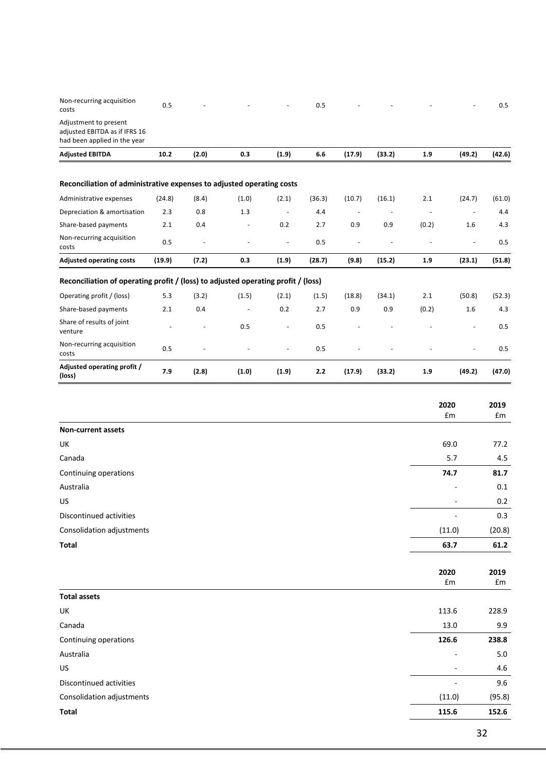| | | | | | | | | | | |
|---|---|---|---|---|---|---|---|---|---|---|
| Non-recurring acquisition costs | 0.5 | - | - | - | 0.5 | - | - | - | - | 0.5 |
| Adjustment to present adjusted EBITDA as if IFRS 16 had been applied in the year | | | | | | | | | | |
| **Adjusted EBITDA** | **10.2** | **(2.0)** | **0.3** | **(1.9)** | **6.6** | **(17.9)** | **(33.2)** | **1.9** | **(49.2)** | **(42.6)** |

**Reconciliation of administrative expenses to adjusted operating costs**

| | | | | | | | | | | |
|---|---|---|---|---|---|---|---|---|---|---|
| Administrative expenses | (24.8) | (8.4) | (1.0) | (2.1) | (36.3) | (10.7) | (16.1) | 2.1 | (24.7) | (61.0) |
| Depreciation & amortisation | 2.3 | 0.8 | 1.3 | - | 4.4 | - | - | - | - | 4.4 |
| Share-based payments | 2.1 | 0.4 | - | 0.2 | 2.7 | 0.9 | 0.9 | (0.2) | 1.6 | 4.3 |
| Non-recurring acquisition costs | 0.5 | - | - | - | 0.5 | - | - | - | - | 0.5 |
| **Adjusted operating costs** | **(19.9)** | **(7.2)** | **0.3** | **(1.9)** | **(28.7)** | **(9.8)** | **(15.2)** | **1.9** | **(23.1)** | **(51.8)** |

**Reconciliation of operating profit / (loss) to adjusted operating profit / (loss)**

| | | | | | | | | | | |
|---|---|---|---|---|---|---|---|---|---|---|
| Operating profit / (loss) | 5.3 | (3.2) | (1.5) | (2.1) | (1.5) | (18.8) | (34.1) | 2.1 | (50.8) | (52.3) |
| Share-based payments | 2.1 | 0.4 | - | 0.2 | 2.7 | 0.9 | 0.9 | (0.2) | 1.6 | 4.3 |
| Share of results of joint venture | - | - | 0.5 | - | 0.5 | - | - | - | - | 0.5 |
| Non-recurring acquisition costs | 0.5 | - | - | - | 0.5 | - | - | - | - | 0.5 |
| **Adjusted operating profit / (loss)** | **7.9** | **(2.8)** | **(1.0)** | **(1.9)** | **2.2** | **(17.9)** | **(33.2)** | **1.9** | **(49.2)** | **(47.0)** |

| | 2020 £m | 2019 £m |
|---|---|---|
| **Non-current assets** | | |
| UK | 69.0 | 77.2 |
| Canada | 5.7 | 4.5 |
| Continuing operations | **74.7** | **81.7** |
| Australia | - | 0.1 |
| US | - | 0.2 |
| Discontinued activities | - | 0.3 |
| Consolidation adjustments | (11.0) | (20.8) |
| **Total** | **63.7** | **61.2** |

| | 2020 £m | 2019 £m |
|---|---|---|
| **Total assets** | | |
| UK | 113.6 | 228.9 |
| Canada | 13.0 | 9.9 |
| Continuing operations | **126.6** | **238.8** |
| Australia | - | 5.0 |
| US | - | 4.6 |
| Discontinued activities | - | 9.6 |
| Consolidation adjustments | (11.0) | (95.8) |
| **Total** | **115.6** | **152.6** |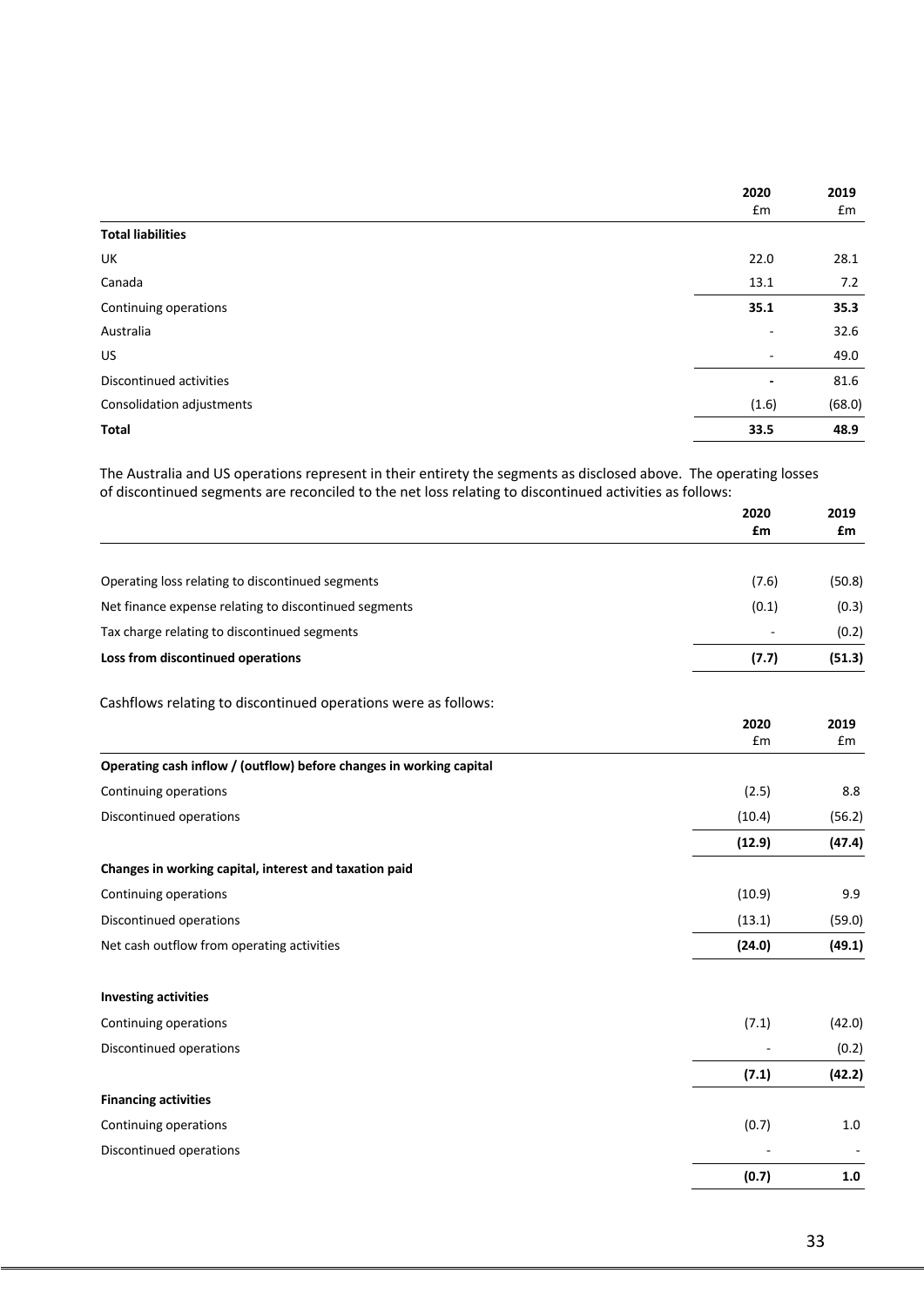| | 2020<br>£m | 2019<br>£m |
|---|---|---|
| **Total liabilities** | | |
| UK | 22.0 | 28.1 |
| Canada | 13.1 | 7.2 |
| Continuing operations | **35.1** | **35.3** |
| Australia | - | 32.6 |
| US | - | 49.0 |
| Discontinued activities | - | 81.6 |
| Consolidation adjustments | (1.6) | (68.0) |
| **Total** | **33.5** | **48.9** |

The Australia and US operations represent in their entirety the segments as disclosed above. The operating losses of discontinued segments are reconciled to the net loss relating to discontinued activities as follows:

| | 2020<br>£m | 2019<br>£m |
|---|---|---|
| Operating loss relating to discontinued segments | (7.6) | (50.8) |
| Net finance expense relating to discontinued segments | (0.1) | (0.3) |
| Tax charge relating to discontinued segments | - | (0.2) |
| **Loss from discontinued operations** | **(7.7)** | **(51.3)** |

Cashflows relating to discontinued operations were as follows:

| | 2020<br>£m | 2019<br>£m |
|---|---|---|
| **Operating cash inflow / (outflow) before changes in working capital** | | |
| Continuing operations | (2.5) | 8.8 |
| Discontinued operations | (10.4) | (56.2) |
| | **(12.9)** | **(47.4)** |
| **Changes in working capital, interest and taxation paid** | | |
| Continuing operations | (10.9) | 9.9 |
| Discontinued operations | (13.1) | (59.0) |
| Net cash outflow from operating activities | **(24.0)** | **(49.1)** |
| **Investing activities** | | |
| Continuing operations | (7.1) | (42.0) |
| Discontinued operations | - | (0.2) |
| | **(7.1)** | **(42.2)** |
| **Financing activities** | | |
| Continuing operations | (0.7) | 1.0 |
| Discontinued operations | - | - |
| | **(0.7)** | **1.0** |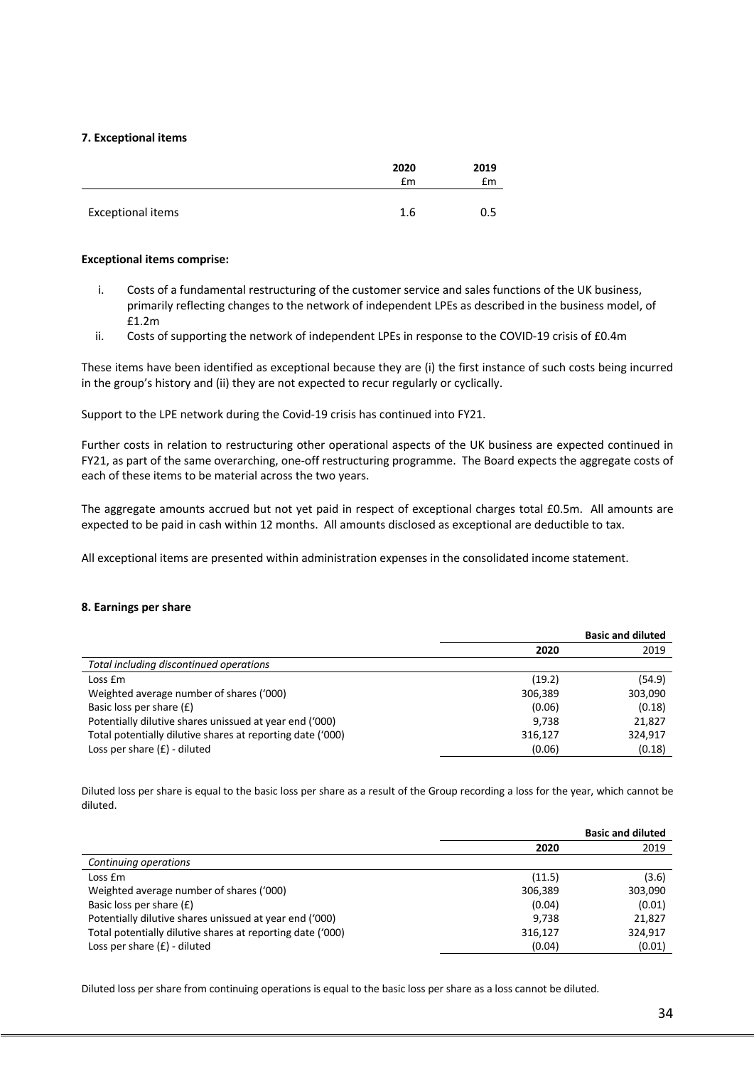### 7. Exceptional items

| | 2020 £m | 2019 £m |
|---|---|---|
| Exceptional items | 1.6 | 0.5 |

**Exceptional items comprise:**

i. Costs of a fundamental restructuring of the customer service and sales functions of the UK business, primarily reflecting changes to the network of independent LPEs as described in the business model, of £1.2m
ii. Costs of supporting the network of independent LPEs in response to the COVID-19 crisis of £0.4m

These items have been identified as exceptional because they are (i) the first instance of such costs being incurred in the group's history and (ii) they are not expected to recur regularly or cyclically.

Support to the LPE network during the Covid-19 crisis has continued into FY21.

Further costs in relation to restructuring other operational aspects of the UK business are expected continued in FY21, as part of the same overarching, one-off restructuring programme. The Board expects the aggregate costs of each of these items to be material across the two years.

The aggregate amounts accrued but not yet paid in respect of exceptional charges total £0.5m. All amounts are expected to be paid in cash within 12 months. All amounts disclosed as exceptional are deductible to tax.

All exceptional items are presented within administration expenses in the consolidated income statement.

### 8. Earnings per share

| | Basic and diluted | |
|---|---|---|
| | **2020** | 2019 |
| *Total including discontinued operations* | | |
| Loss £m | (19.2) | (54.9) |
| Weighted average number of shares ('000) | 306,389 | 303,090 |
| Basic loss per share (£) | (0.06) | (0.18) |
| Potentially dilutive shares unissued at year end ('000) | 9,738 | 21,827 |
| Total potentially dilutive shares at reporting date ('000) | 316,127 | 324,917 |
| Loss per share (£) - diluted | (0.06) | (0.18) |

Diluted loss per share is equal to the basic loss per share as a result of the Group recording a loss for the year, which cannot be diluted.

| | Basic and diluted | |
|---|---|---|
| | **2020** | 2019 |
| *Continuing operations* | | |
| Loss £m | (11.5) | (3.6) |
| Weighted average number of shares ('000) | 306,389 | 303,090 |
| Basic loss per share (£) | (0.04) | (0.01) |
| Potentially dilutive shares unissued at year end ('000) | 9,738 | 21,827 |
| Total potentially dilutive shares at reporting date ('000) | 316,127 | 324,917 |
| Loss per share (£) - diluted | (0.04) | (0.01) |

Diluted loss per share from continuing operations is equal to the basic loss per share as a loss cannot be diluted.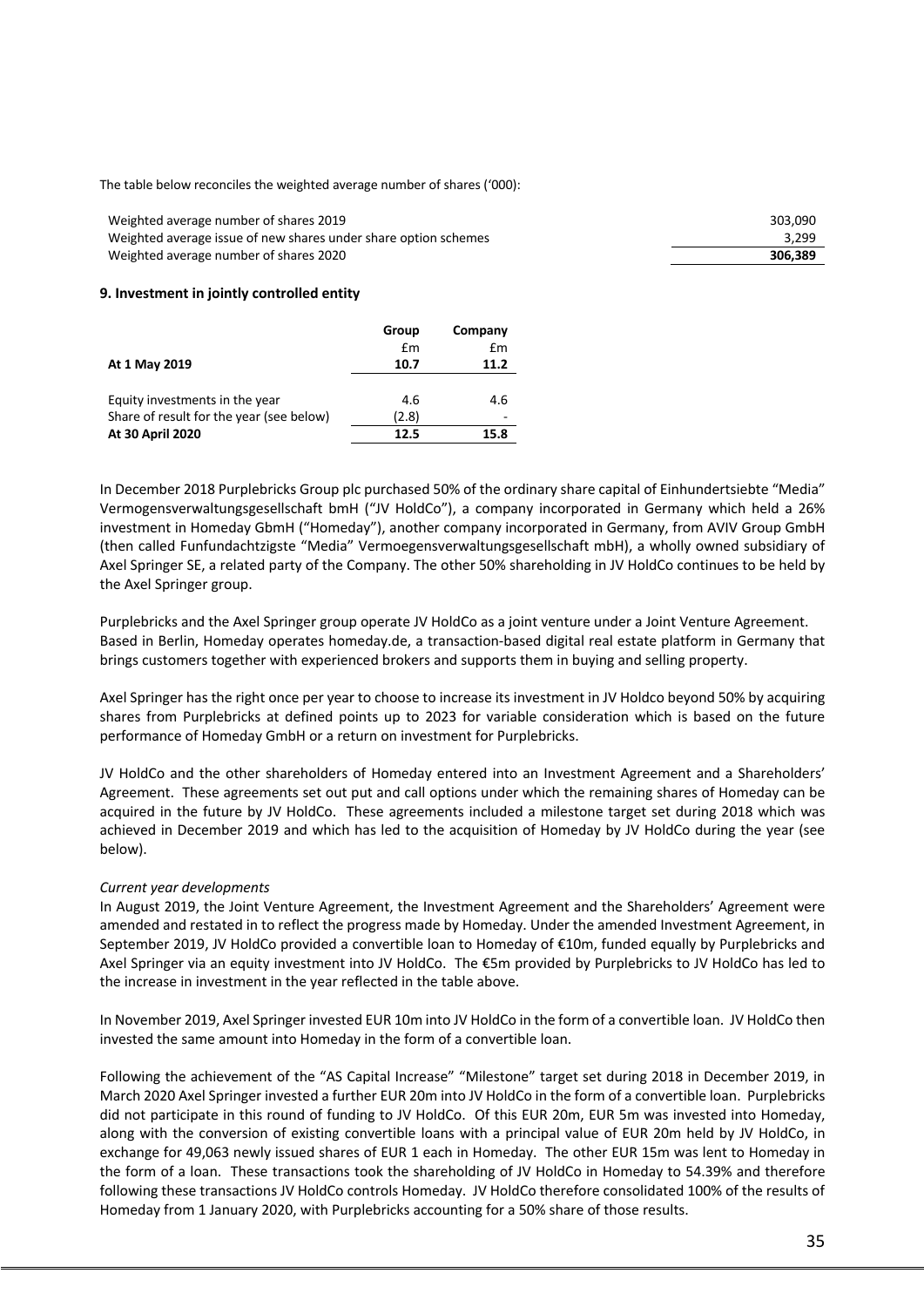The table below reconciles the weighted average number of shares ('000):

| | |
|---|---|
| Weighted average number of shares 2019 | 303,090 |
| Weighted average issue of new shares under share option schemes | 3,299 |
| Weighted average number of shares 2020 | **306,389** |

**9. Investment in jointly controlled entity**

| | Group | Company |
|---|---|---|
| | £m | £m |
| **At 1 May 2019** | **10.7** | **11.2** |
| | | |
| Equity investments in the year | 4.6 | 4.6 |
| Share of result for the year (see below) | (2.8) | - |
| **At 30 April 2020** | **12.5** | **15.8** |

In December 2018 Purplebricks Group plc purchased 50% of the ordinary share capital of Einhundertsiebte "Media" Vermogensverwaltungsgesellschaft bmH ("JV HoldCo"), a company incorporated in Germany which held a 26% investment in Homeday GbmH ("Homeday"), another company incorporated in Germany, from AVIV Group GmbH (then called Funfundachtzigste "Media" Vermoegensverwaltungsgesellschaft mbH), a wholly owned subsidiary of Axel Springer SE, a related party of the Company. The other 50% shareholding in JV HoldCo continues to be held by the Axel Springer group.

Purplebricks and the Axel Springer group operate JV HoldCo as a joint venture under a Joint Venture Agreement. Based in Berlin, Homeday operates homeday.de, a transaction-based digital real estate platform in Germany that brings customers together with experienced brokers and supports them in buying and selling property.

Axel Springer has the right once per year to choose to increase its investment in JV Holdco beyond 50% by acquiring shares from Purplebricks at defined points up to 2023 for variable consideration which is based on the future performance of Homeday GmbH or a return on investment for Purplebricks.

JV HoldCo and the other shareholders of Homeday entered into an Investment Agreement and a Shareholders' Agreement. These agreements set out put and call options under which the remaining shares of Homeday can be acquired in the future by JV HoldCo. These agreements included a milestone target set during 2018 which was achieved in December 2019 and which has led to the acquisition of Homeday by JV HoldCo during the year (see below).

*Current year developments*

In August 2019, the Joint Venture Agreement, the Investment Agreement and the Shareholders' Agreement were amended and restated in to reflect the progress made by Homeday. Under the amended Investment Agreement, in September 2019, JV HoldCo provided a convertible loan to Homeday of €10m, funded equally by Purplebricks and Axel Springer via an equity investment into JV HoldCo. The €5m provided by Purplebricks to JV HoldCo has led to the increase in investment in the year reflected in the table above.

In November 2019, Axel Springer invested EUR 10m into JV HoldCo in the form of a convertible loan. JV HoldCo then invested the same amount into Homeday in the form of a convertible loan.

Following the achievement of the "AS Capital Increase" "Milestone" target set during 2018 in December 2019, in March 2020 Axel Springer invested a further EUR 20m into JV HoldCo in the form of a convertible loan. Purplebricks did not participate in this round of funding to JV HoldCo. Of this EUR 20m, EUR 5m was invested into Homeday, along with the conversion of existing convertible loans with a principal value of EUR 20m held by JV HoldCo, in exchange for 49,063 newly issued shares of EUR 1 each in Homeday. The other EUR 15m was lent to Homeday in the form of a loan. These transactions took the shareholding of JV HoldCo in Homeday to 54.39% and therefore following these transactions JV HoldCo controls Homeday. JV HoldCo therefore consolidated 100% of the results of Homeday from 1 January 2020, with Purplebricks accounting for a 50% share of those results.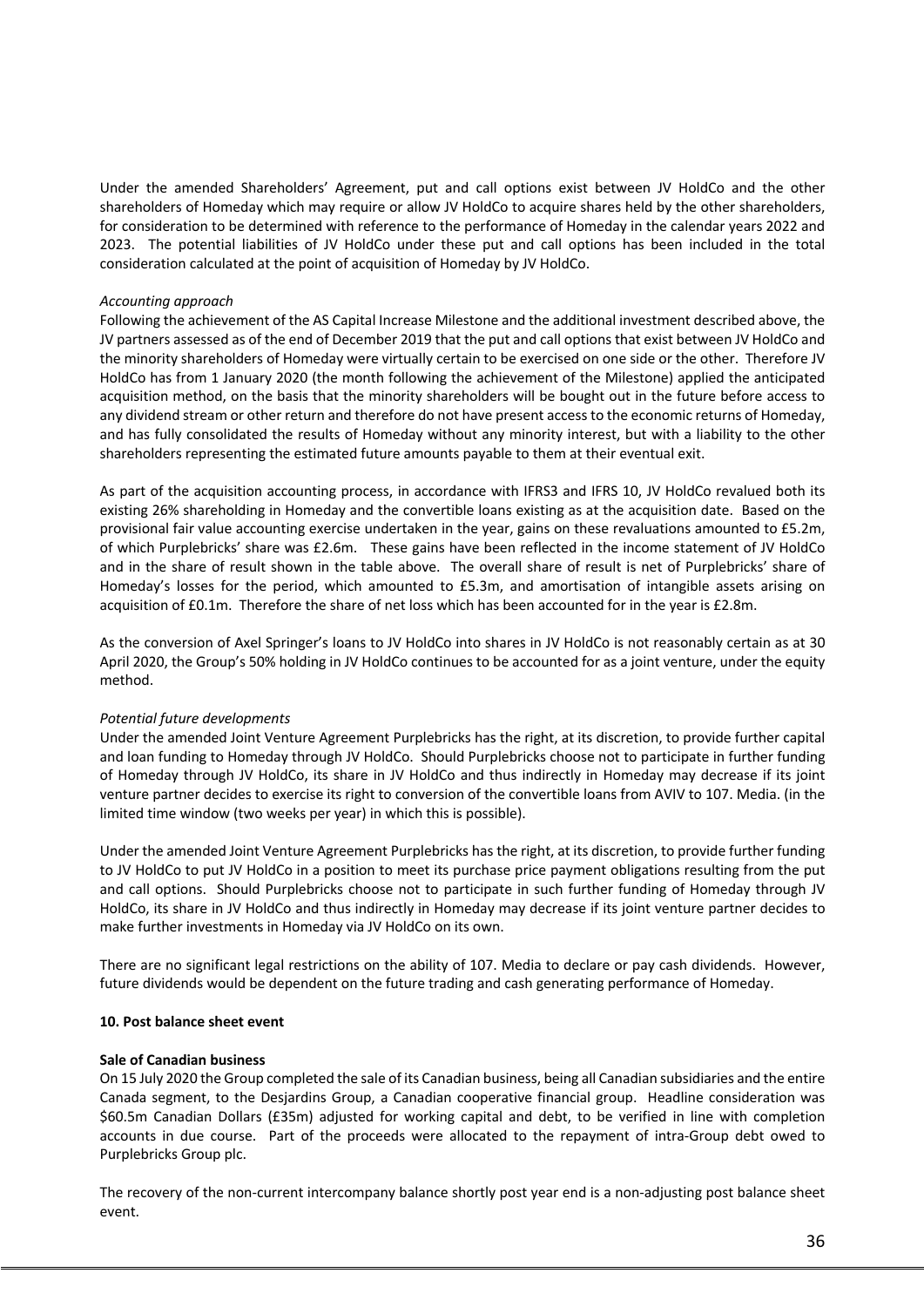Under the amended Shareholders' Agreement, put and call options exist between JV HoldCo and the other shareholders of Homeday which may require or allow JV HoldCo to acquire shares held by the other shareholders, for consideration to be determined with reference to the performance of Homeday in the calendar years 2022 and 2023. The potential liabilities of JV HoldCo under these put and call options has been included in the total consideration calculated at the point of acquisition of Homeday by JV HoldCo.

*Accounting approach*

Following the achievement of the AS Capital Increase Milestone and the additional investment described above, the JV partners assessed as of the end of December 2019 that the put and call options that exist between JV HoldCo and the minority shareholders of Homeday were virtually certain to be exercised on one side or the other. Therefore JV HoldCo has from 1 January 2020 (the month following the achievement of the Milestone) applied the anticipated acquisition method, on the basis that the minority shareholders will be bought out in the future before access to any dividend stream or other return and therefore do not have present access to the economic returns of Homeday, and has fully consolidated the results of Homeday without any minority interest, but with a liability to the other shareholders representing the estimated future amounts payable to them at their eventual exit.

As part of the acquisition accounting process, in accordance with IFRS3 and IFRS 10, JV HoldCo revalued both its existing 26% shareholding in Homeday and the convertible loans existing as at the acquisition date. Based on the provisional fair value accounting exercise undertaken in the year, gains on these revaluations amounted to £5.2m, of which Purplebricks' share was £2.6m. These gains have been reflected in the income statement of JV HoldCo and in the share of result shown in the table above. The overall share of result is net of Purplebricks' share of Homeday's losses for the period, which amounted to £5.3m, and amortisation of intangible assets arising on acquisition of £0.1m. Therefore the share of net loss which has been accounted for in the year is £2.8m.

As the conversion of Axel Springer's loans to JV HoldCo into shares in JV HoldCo is not reasonably certain as at 30 April 2020, the Group's 50% holding in JV HoldCo continues to be accounted for as a joint venture, under the equity method.

*Potential future developments*

Under the amended Joint Venture Agreement Purplebricks has the right, at its discretion, to provide further capital and loan funding to Homeday through JV HoldCo. Should Purplebricks choose not to participate in further funding of Homeday through JV HoldCo, its share in JV HoldCo and thus indirectly in Homeday may decrease if its joint venture partner decides to exercise its right to conversion of the convertible loans from AVIV to 107. Media. (in the limited time window (two weeks per year) in which this is possible).

Under the amended Joint Venture Agreement Purplebricks has the right, at its discretion, to provide further funding to JV HoldCo to put JV HoldCo in a position to meet its purchase price payment obligations resulting from the put and call options. Should Purplebricks choose not to participate in such further funding of Homeday through JV HoldCo, its share in JV HoldCo and thus indirectly in Homeday may decrease if its joint venture partner decides to make further investments in Homeday via JV HoldCo on its own.

There are no significant legal restrictions on the ability of 107. Media to declare or pay cash dividends. However, future dividends would be dependent on the future trading and cash generating performance of Homeday.

**10. Post balance sheet event**

**Sale of Canadian business**

On 15 July 2020 the Group completed the sale of its Canadian business, being all Canadian subsidiaries and the entire Canada segment, to the Desjardins Group, a Canadian cooperative financial group. Headline consideration was \$60.5m Canadian Dollars (£35m) adjusted for working capital and debt, to be verified in line with completion accounts in due course. Part of the proceeds were allocated to the repayment of intra-Group debt owed to Purplebricks Group plc.

The recovery of the non-current intercompany balance shortly post year end is a non-adjusting post balance sheet event.